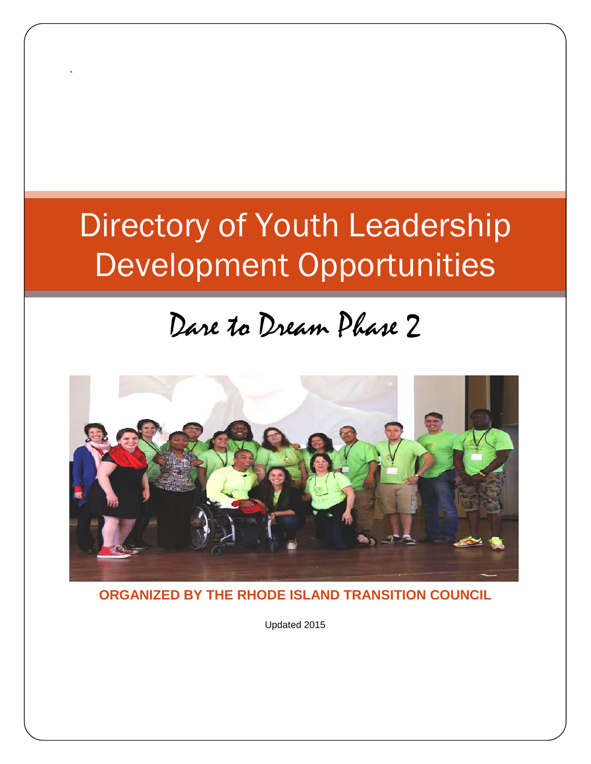`

# Directory of Youth Leadership Development Opportunities

## Dare to Dream Phase 2

**ORGANIZED BY THE RHODE ISLAND TRANSITION COUNCIL**

Updated 2015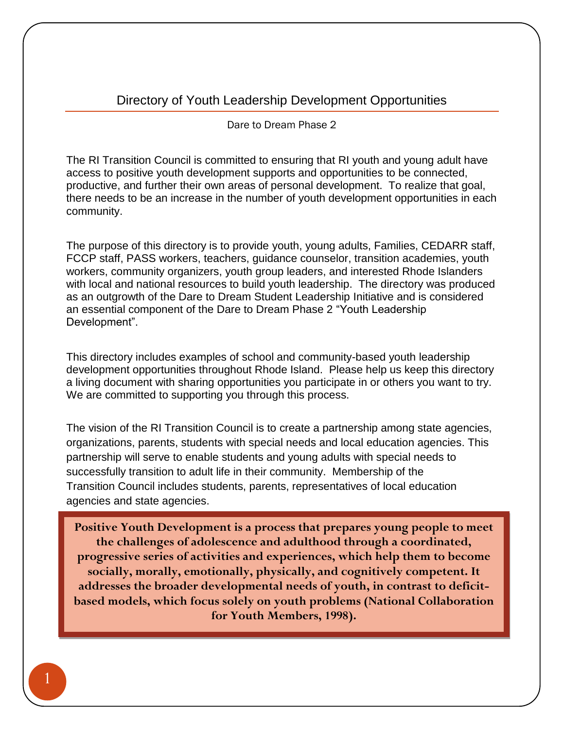# Directory of Youth Leadership Development Opportunities

Dare to Dream Phase 2

The RI Transition Council is committed to ensuring that RI youth and young adult have access to positive youth development supports and opportunities to be connected, productive, and further their own areas of personal development. To realize that goal, there needs to be an increase in the number of youth development opportunities in each community.

The purpose of this directory is to provide youth, young adults, Families, CEDARR staff, FCCP staff, PASS workers, teachers, guidance counselor, transition academies, youth workers, community organizers, youth group leaders, and interested Rhode Islanders with local and national resources to build youth leadership. The directory was produced as an outgrowth of the Dare to Dream Student Leadership Initiative and is considered an essential component of the Dare to Dream Phase 2 "Youth Leadership Development".

This directory includes examples of school and community-based youth leadership development opportunities throughout Rhode Island. Please help us keep this directory a living document with sharing opportunities you participate in or others you want to try. We are committed to supporting you through this process.

The vision of the RI Transition Council is to create a partnership among state agencies, organizations, parents, students with special needs and local education agencies. This partnership will serve to enable students and young adults with special needs to successfully transition to adult life in their community. Membership of the Transition Council includes students, parents, representatives of local education agencies and state agencies.

**Positive Youth Development is a process that prepares young people to meet the challenges of adolescence and adulthood through a coordinated, progressive series of activities and experiences, which help them to become socially, morally, emotionally, physically, and cognitively competent. It addresses the broader developmental needs of youth, in contrast to deficit-based models, which focus solely on youth problems (National Collaboration for Youth Members, 1998).**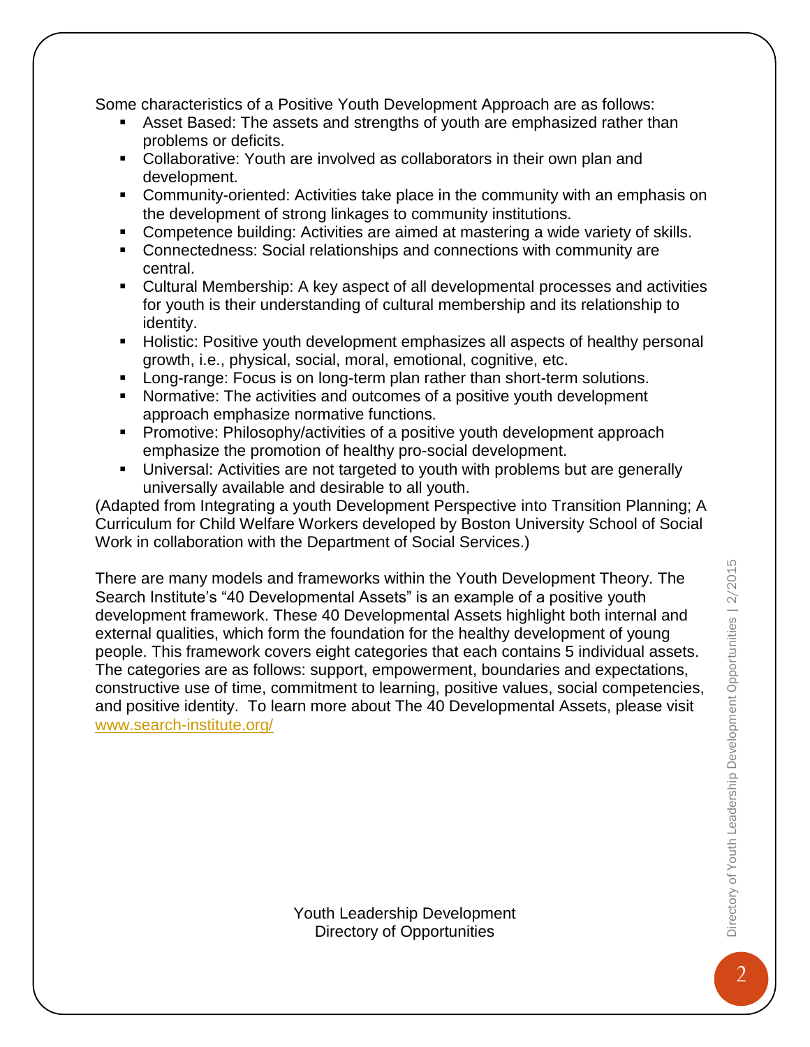Some characteristics of a Positive Youth Development Approach are as follows:

- Asset Based: The assets and strengths of youth are emphasized rather than problems or deficits.
- Collaborative: Youth are involved as collaborators in their own plan and development.
- Community-oriented: Activities take place in the community with an emphasis on the development of strong linkages to community institutions.
- Competence building: Activities are aimed at mastering a wide variety of skills.
- Connectedness: Social relationships and connections with community are central.
- Cultural Membership: A key aspect of all developmental processes and activities for youth is their understanding of cultural membership and its relationship to identity.
- Holistic: Positive youth development emphasizes all aspects of healthy personal growth, i.e., physical, social, moral, emotional, cognitive, etc.
- Long-range: Focus is on long-term plan rather than short-term solutions.
- Normative: The activities and outcomes of a positive youth development approach emphasize normative functions.
- Promotive: Philosophy/activities of a positive youth development approach emphasize the promotion of healthy pro-social development.
- Universal: Activities are not targeted to youth with problems but are generally universally available and desirable to all youth.

(Adapted from Integrating a youth Development Perspective into Transition Planning; A Curriculum for Child Welfare Workers developed by Boston University School of Social Work in collaboration with the Department of Social Services.)

There are many models and frameworks within the Youth Development Theory. The Search Institute's "40 Developmental Assets" is an example of a positive youth development framework. These 40 Developmental Assets highlight both internal and external qualities, which form the foundation for the healthy development of young people. This framework covers eight categories that each contains 5 individual assets. The categories are as follows: support, empowerment, boundaries and expectations, constructive use of time, commitment to learning, positive values, social competencies, and positive identity. To learn more about The 40 Developmental Assets, please visit [www.search-institute.org/](http://www.search-institute.org/)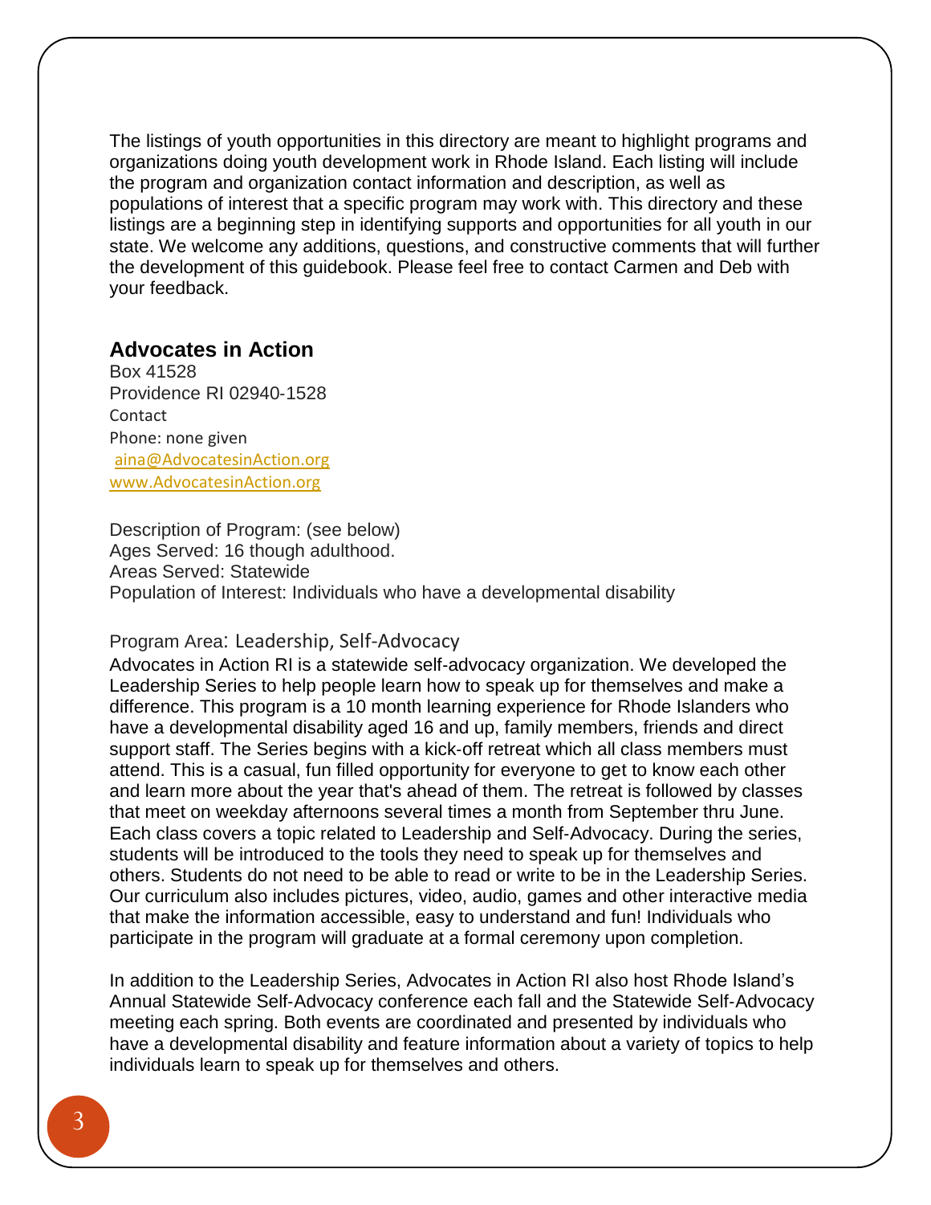The listings of youth opportunities in this directory are meant to highlight programs and organizations doing youth development work in Rhode Island. Each listing will include the program and organization contact information and description, as well as populations of interest that a specific program may work with. This directory and these listings are a beginning step in identifying supports and opportunities for all youth in our state. We welcome any additions, questions, and constructive comments that will further the development of this guidebook. Please feel free to contact Carmen and Deb with your feedback.

## Advocates in Action

Box 41528
Providence RI 02940-1528
Contact
Phone: none given
aina@AdvocatesinAction.org
www.AdvocatesinAction.org

Description of Program: (see below)
Ages Served: 16 though adulthood.
Areas Served: Statewide
Population of Interest: Individuals who have a developmental disability

Program Area: Leadership, Self-Advocacy

Advocates in Action RI is a statewide self-advocacy organization. We developed the Leadership Series to help people learn how to speak up for themselves and make a difference. This program is a 10 month learning experience for Rhode Islanders who have a developmental disability aged 16 and up, family members, friends and direct support staff. The Series begins with a kick-off retreat which all class members must attend. This is a casual, fun filled opportunity for everyone to get to know each other and learn more about the year that's ahead of them. The retreat is followed by classes that meet on weekday afternoons several times a month from September thru June. Each class covers a topic related to Leadership and Self-Advocacy. During the series, students will be introduced to the tools they need to speak up for themselves and others. Students do not need to be able to read or write to be in the Leadership Series. Our curriculum also includes pictures, video, audio, games and other interactive media that make the information accessible, easy to understand and fun! Individuals who participate in the program will graduate at a formal ceremony upon completion.

In addition to the Leadership Series, Advocates in Action RI also host Rhode Island's Annual Statewide Self-Advocacy conference each fall and the Statewide Self-Advocacy meeting each spring. Both events are coordinated and presented by individuals who have a developmental disability and feature information about a variety of topics to help individuals learn to speak up for themselves and others.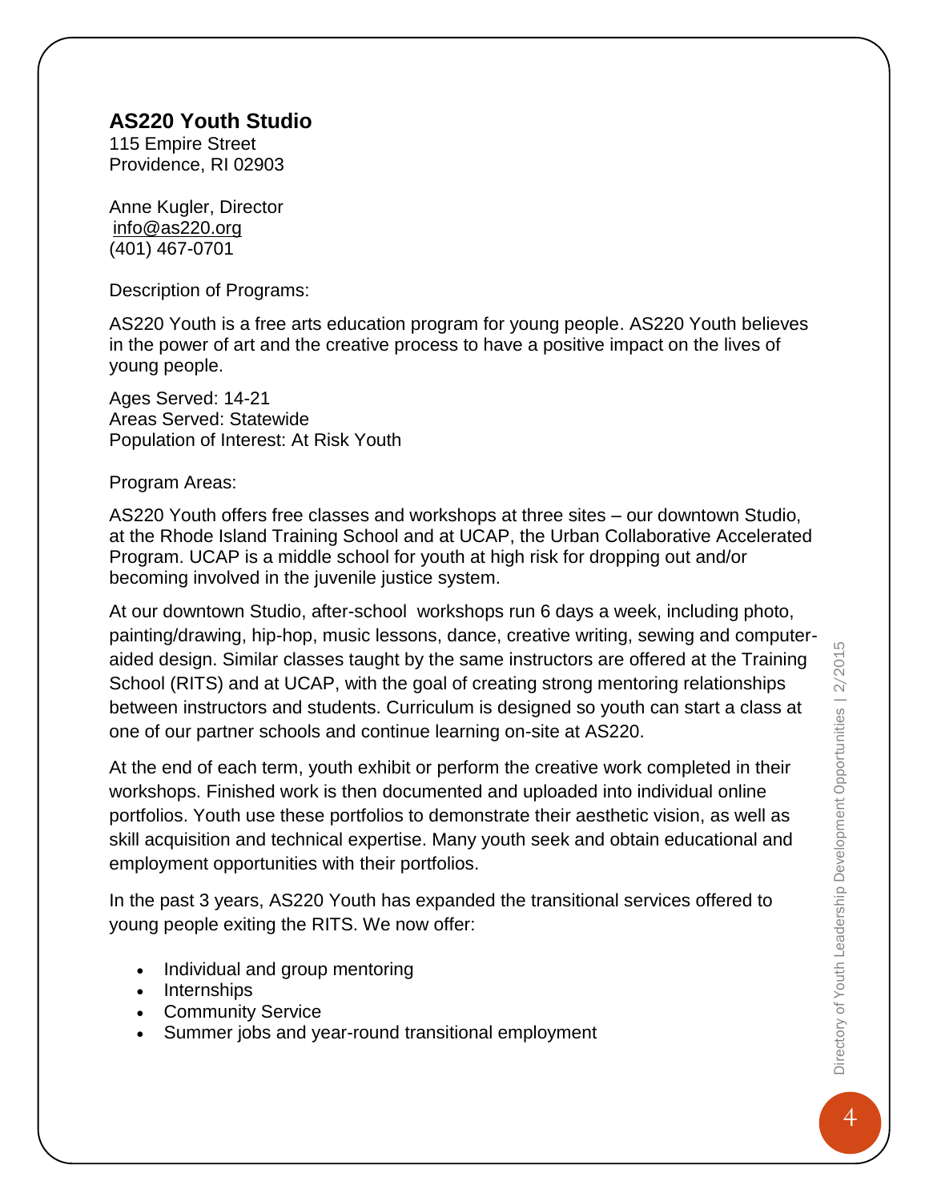## AS220 Youth Studio

115 Empire Street
Providence, RI 02903

Anne Kugler, Director
info@as220.org
(401) 467-0701

Description of Programs:

AS220 Youth is a free arts education program for young people. AS220 Youth believes in the power of art and the creative process to have a positive impact on the lives of young people.

Ages Served: 14-21
Areas Served: Statewide
Population of Interest: At Risk Youth

Program Areas:

AS220 Youth offers free classes and workshops at three sites – our downtown Studio, at the Rhode Island Training School and at UCAP, the Urban Collaborative Accelerated Program. UCAP is a middle school for youth at high risk for dropping out and/or becoming involved in the juvenile justice system.

At our downtown Studio, after-school workshops run 6 days a week, including photo, painting/drawing, hip-hop, music lessons, dance, creative writing, sewing and computer-aided design. Similar classes taught by the same instructors are offered at the Training School (RITS) and at UCAP, with the goal of creating strong mentoring relationships between instructors and students. Curriculum is designed so youth can start a class at one of our partner schools and continue learning on-site at AS220.

At the end of each term, youth exhibit or perform the creative work completed in their workshops. Finished work is then documented and uploaded into individual online portfolios. Youth use these portfolios to demonstrate their aesthetic vision, as well as skill acquisition and technical expertise. Many youth seek and obtain educational and employment opportunities with their portfolios.

In the past 3 years, AS220 Youth has expanded the transitional services offered to young people exiting the RITS. We now offer:

- Individual and group mentoring
- Internships
- Community Service
- Summer jobs and year-round transitional employment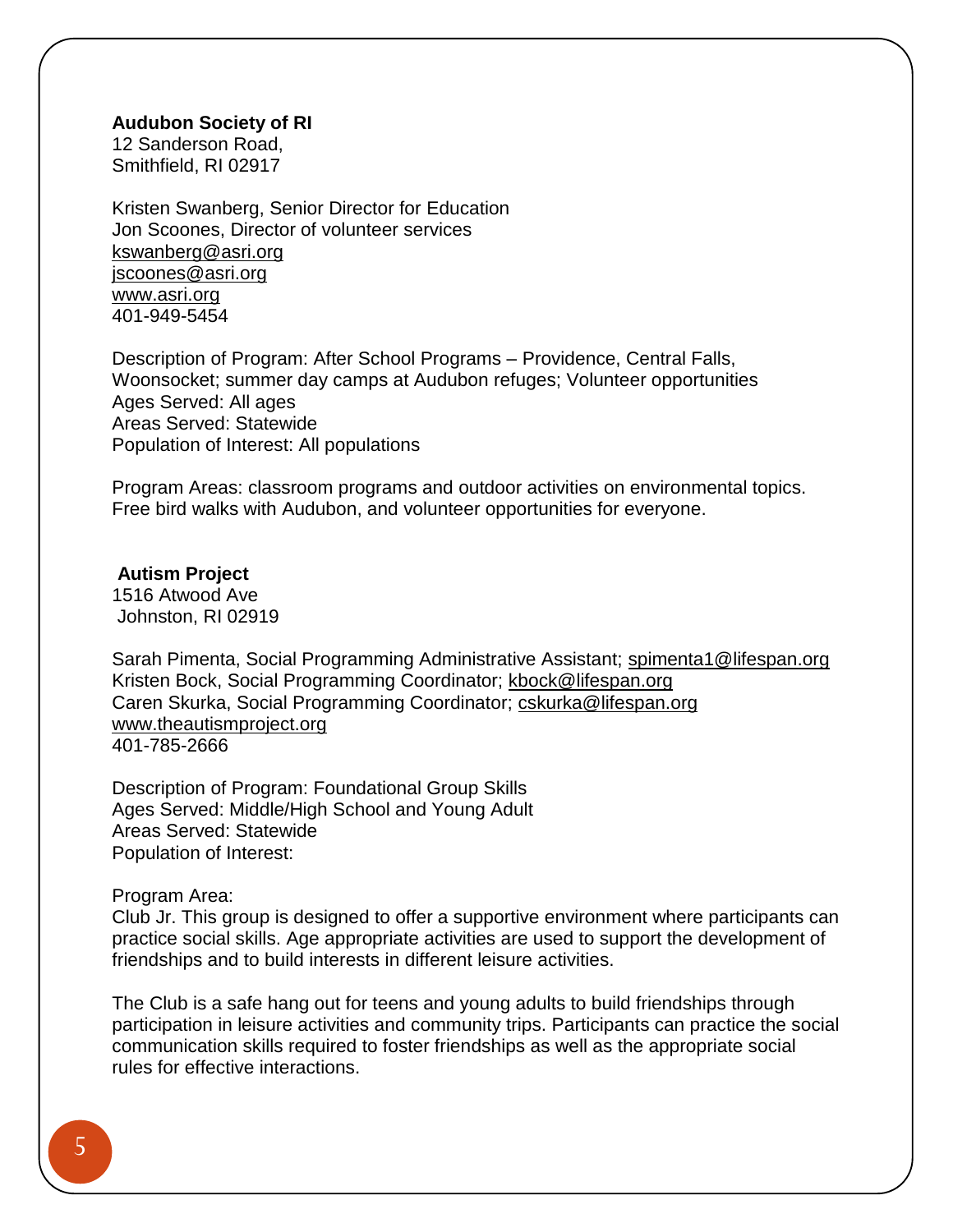**Audubon Society of RI**
12 Sanderson Road,
Smithfield, RI 02917

Kristen Swanberg, Senior Director for Education
Jon Scoones, Director of volunteer services
kswanberg@asri.org
jscoones@asri.org
www.asri.org
401-949-5454

Description of Program: After School Programs – Providence, Central Falls, Woonsocket; summer day camps at Audubon refuges; Volunteer opportunities
Ages Served: All ages
Areas Served: Statewide
Population of Interest: All populations

Program Areas: classroom programs and outdoor activities on environmental topics. Free bird walks with Audubon, and volunteer opportunities for everyone.

**Autism Project**
1516 Atwood Ave
Johnston, RI 02919

Sarah Pimenta, Social Programming Administrative Assistant; spimenta1@lifespan.org
Kristen Bock, Social Programming Coordinator; kbock@lifespan.org
Caren Skurka, Social Programming Coordinator; cskurka@lifespan.org
www.theautismproject.org
401-785-2666

Description of Program: Foundational Group Skills
Ages Served: Middle/High School and Young Adult
Areas Served: Statewide
Population of Interest:

Program Area:
Club Jr. This group is designed to offer a supportive environment where participants can practice social skills. Age appropriate activities are used to support the development of friendships and to build interests in different leisure activities.

The Club is a safe hang out for teens and young adults to build friendships through participation in leisure activities and community trips. Participants can practice the social communication skills required to foster friendships as well as the appropriate social rules for effective interactions.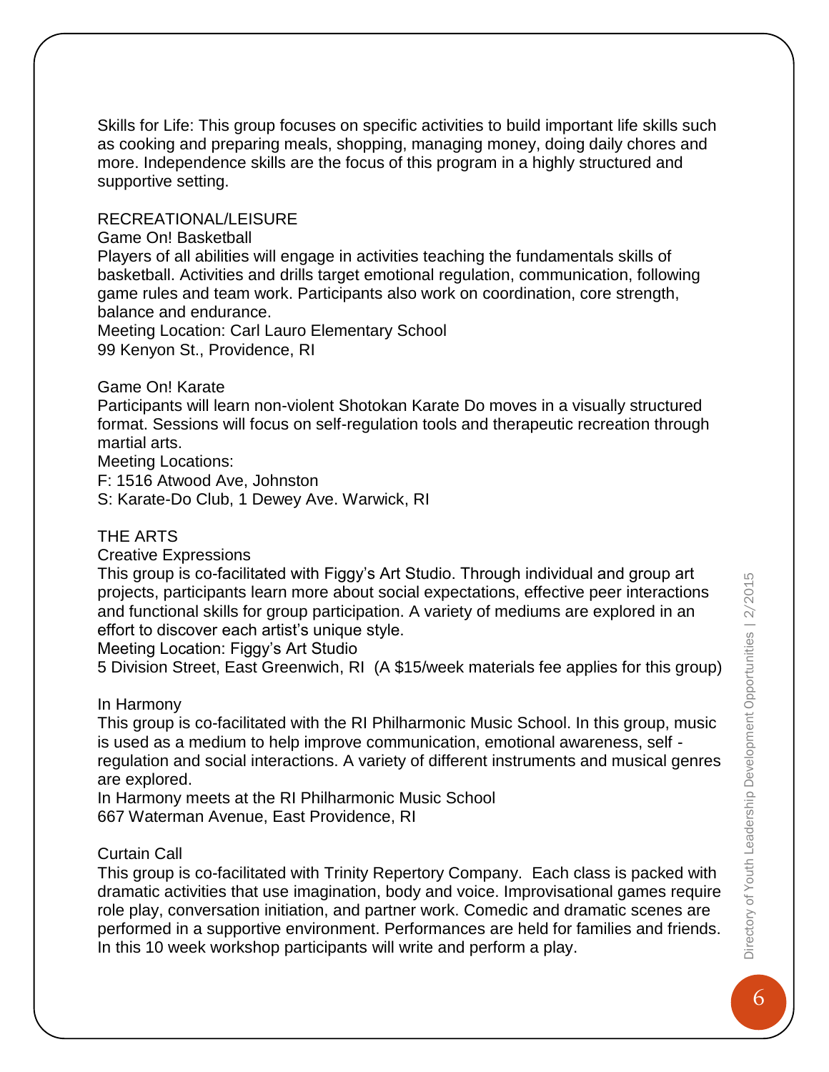Skills for Life: This group focuses on specific activities to build important life skills such as cooking and preparing meals, shopping, managing money, doing daily chores and more. Independence skills are the focus of this program in a highly structured and supportive setting.

## RECREATIONAL/LEISURE

### Game On! Basketball

Players of all abilities will engage in activities teaching the fundamentals skills of basketball. Activities and drills target emotional regulation, communication, following game rules and team work. Participants also work on coordination, core strength, balance and endurance.

Meeting Location: Carl Lauro Elementary School
99 Kenyon St., Providence, RI

### Game On! Karate

Participants will learn non-violent Shotokan Karate Do moves in a visually structured format. Sessions will focus on self-regulation tools and therapeutic recreation through martial arts.

Meeting Locations:
F: 1516 Atwood Ave, Johnston
S: Karate-Do Club, 1 Dewey Ave. Warwick, RI

## THE ARTS

### Creative Expressions

This group is co-facilitated with Figgy's Art Studio. Through individual and group art projects, participants learn more about social expectations, effective peer interactions and functional skills for group participation. A variety of mediums are explored in an effort to discover each artist's unique style.

Meeting Location: Figgy's Art Studio
5 Division Street, East Greenwich, RI (A $15/week materials fee applies for this group)

### In Harmony

This group is co-facilitated with the RI Philharmonic Music School. In this group, music is used as a medium to help improve communication, emotional awareness, self - regulation and social interactions. A variety of different instruments and musical genres are explored.

In Harmony meets at the RI Philharmonic Music School
667 Waterman Avenue, East Providence, RI

### Curtain Call

This group is co-facilitated with Trinity Repertory Company. Each class is packed with dramatic activities that use imagination, body and voice. Improvisational games require role play, conversation initiation, and partner work. Comedic and dramatic scenes are performed in a supportive environment. Performances are held for families and friends. In this 10 week workshop participants will write and perform a play.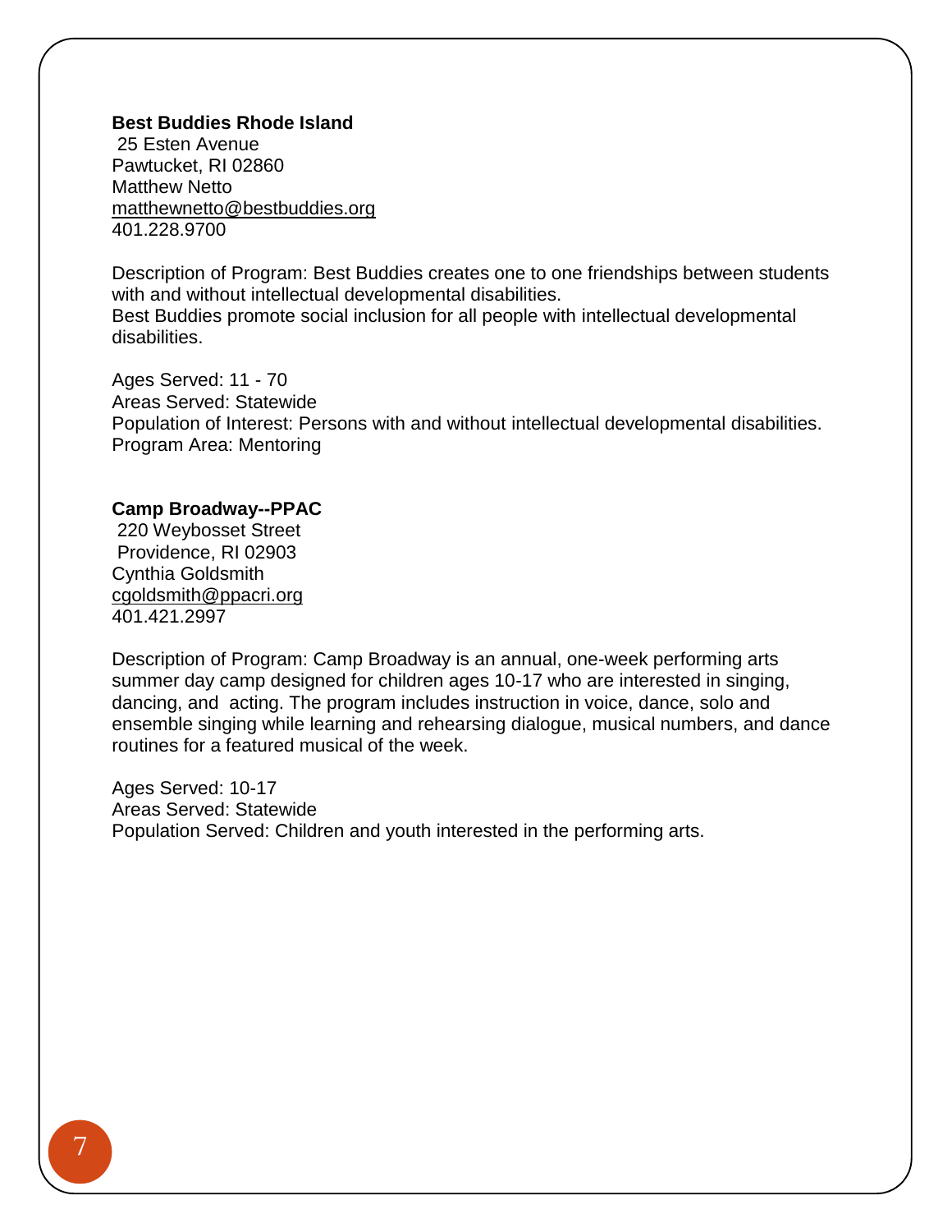**Best Buddies Rhode Island**
25 Esten Avenue
Pawtucket, RI 02860
Matthew Netto
matthewnetto@bestbuddies.org
401.228.9700

Description of Program: Best Buddies creates one to one friendships between students with and without intellectual developmental disabilities.
Best Buddies promote social inclusion for all people with intellectual developmental disabilities.

Ages Served: 11 - 70
Areas Served: Statewide
Population of Interest: Persons with and without intellectual developmental disabilities.
Program Area: Mentoring

**Camp Broadway--PPAC**
220 Weybosset Street
Providence, RI 02903
Cynthia Goldsmith
cgoldsmith@ppacri.org
401.421.2997

Description of Program: Camp Broadway is an annual, one-week performing arts summer day camp designed for children ages 10-17 who are interested in singing, dancing, and acting. The program includes instruction in voice, dance, solo and ensemble singing while learning and rehearsing dialogue, musical numbers, and dance routines for a featured musical of the week.

Ages Served: 10-17
Areas Served: Statewide
Population Served: Children and youth interested in the performing arts.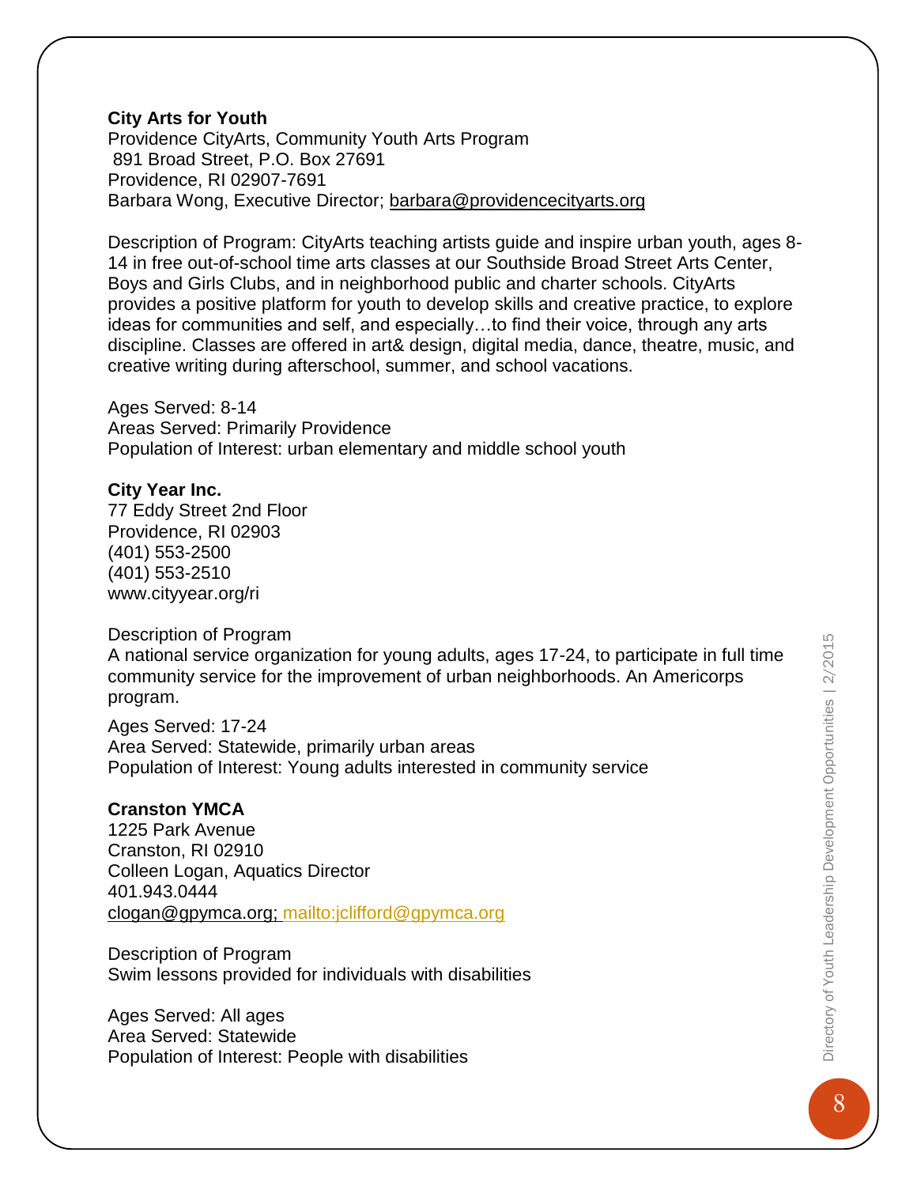**City Arts for Youth**
Providence CityArts, Community Youth Arts Program
891 Broad Street, P.O. Box 27691
Providence, RI 02907-7691
Barbara Wong, Executive Director; barbara@providencecityarts.org

Description of Program: CityArts teaching artists guide and inspire urban youth, ages 8-14 in free out-of-school time arts classes at our Southside Broad Street Arts Center, Boys and Girls Clubs, and in neighborhood public and charter schools. CityArts provides a positive platform for youth to develop skills and creative practice, to explore ideas for communities and self, and especially…to find their voice, through any arts discipline. Classes are offered in art& design, digital media, dance, theatre, music, and creative writing during afterschool, summer, and school vacations.

Ages Served: 8-14
Areas Served: Primarily Providence
Population of Interest: urban elementary and middle school youth

**City Year Inc.**
77 Eddy Street 2nd Floor
Providence, RI 02903
(401) 553-2500
(401) 553-2510
www.cityyear.org/ri

Description of Program
A national service organization for young adults, ages 17-24, to participate in full time community service for the improvement of urban neighborhoods. An Americorps program.

Ages Served: 17-24
Area Served: Statewide, primarily urban areas
Population of Interest: Young adults interested in community service

**Cranston YMCA**
1225 Park Avenue
Cranston, RI 02910
Colleen Logan, Aquatics Director
401.943.0444
clogan@gpymca.org; mailto:jclifford@gpymca.org

Description of Program
Swim lessons provided for individuals with disabilities

Ages Served: All ages
Area Served: Statewide
Population of Interest: People with disabilities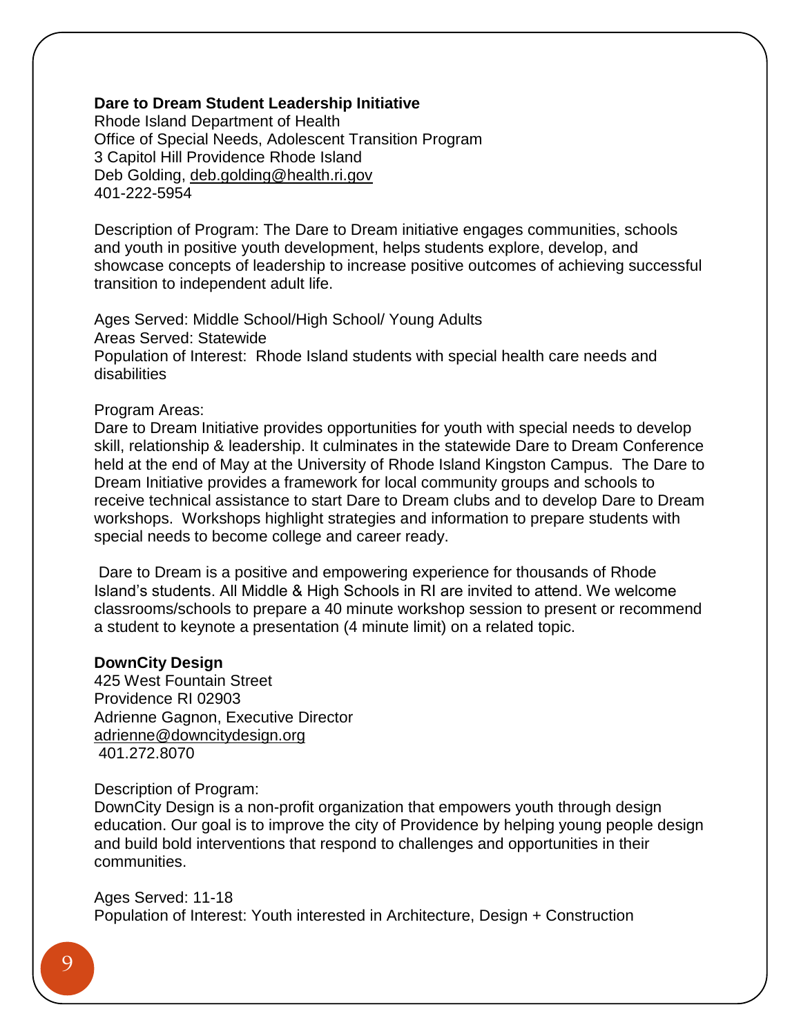**Dare to Dream Student Leadership Initiative**
Rhode Island Department of Health
Office of Special Needs, Adolescent Transition Program
3 Capitol Hill Providence Rhode Island
Deb Golding, deb.golding@health.ri.gov
401-222-5954

Description of Program: The Dare to Dream initiative engages communities, schools and youth in positive youth development, helps students explore, develop, and showcase concepts of leadership to increase positive outcomes of achieving successful transition to independent adult life.

Ages Served: Middle School/High School/ Young Adults
Areas Served: Statewide
Population of Interest: Rhode Island students with special health care needs and disabilities

Program Areas:
Dare to Dream Initiative provides opportunities for youth with special needs to develop skill, relationship & leadership. It culminates in the statewide Dare to Dream Conference held at the end of May at the University of Rhode Island Kingston Campus. The Dare to Dream Initiative provides a framework for local community groups and schools to receive technical assistance to start Dare to Dream clubs and to develop Dare to Dream workshops. Workshops highlight strategies and information to prepare students with special needs to become college and career ready.

Dare to Dream is a positive and empowering experience for thousands of Rhode Island's students. All Middle & High Schools in RI are invited to attend. We welcome classrooms/schools to prepare a 40 minute workshop session to present or recommend a student to keynote a presentation (4 minute limit) on a related topic.

**DownCity Design**
425 West Fountain Street
Providence RI 02903
Adrienne Gagnon, Executive Director
adrienne@downcitydesign.org
401.272.8070

Description of Program:
DownCity Design is a non-profit organization that empowers youth through design education. Our goal is to improve the city of Providence by helping young people design and build bold interventions that respond to challenges and opportunities in their communities.

Ages Served: 11-18
Population of Interest: Youth interested in Architecture, Design + Construction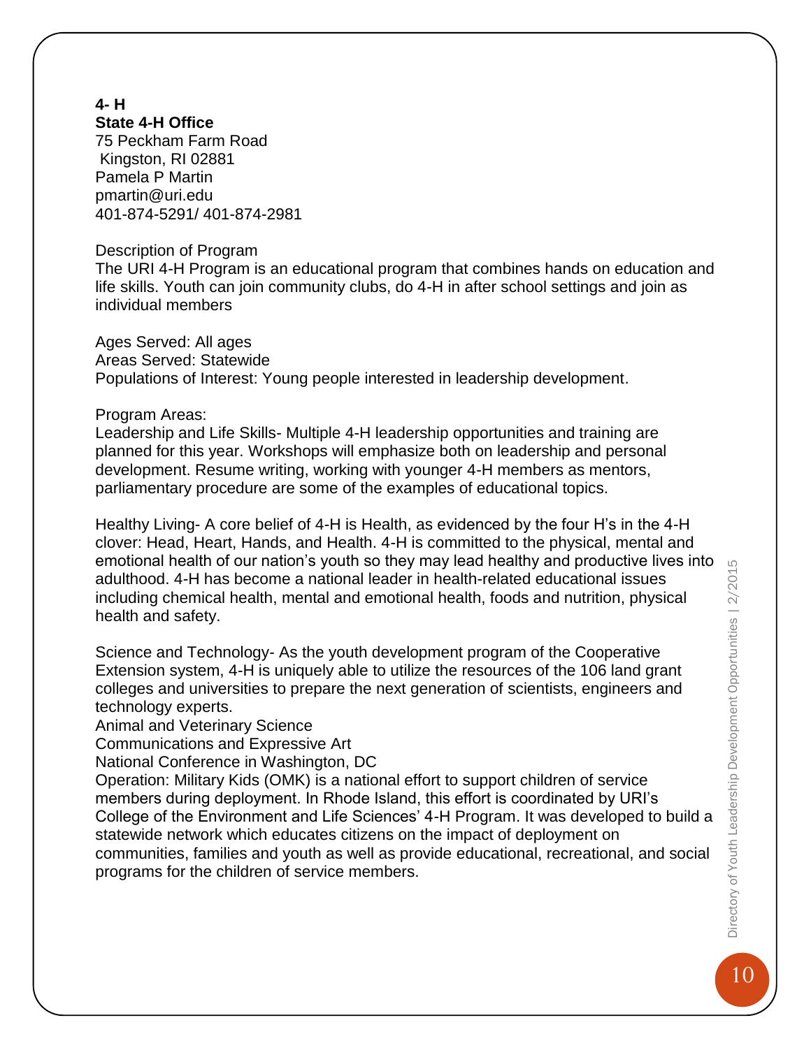**4- H**
**State 4-H Office**
75 Peckham Farm Road
Kingston, RI 02881
Pamela P Martin
pmartin@uri.edu
401-874-5291/ 401-874-2981

Description of Program
The URI 4-H Program is an educational program that combines hands on education and life skills. Youth can join community clubs, do 4-H in after school settings and join as individual members

Ages Served: All ages
Areas Served: Statewide
Populations of Interest: Young people interested in leadership development.

Program Areas:
Leadership and Life Skills- Multiple 4-H leadership opportunities and training are planned for this year. Workshops will emphasize both on leadership and personal development. Resume writing, working with younger 4-H members as mentors, parliamentary procedure are some of the examples of educational topics.

Healthy Living- A core belief of 4-H is Health, as evidenced by the four H's in the 4-H clover: Head, Heart, Hands, and Health. 4-H is committed to the physical, mental and emotional health of our nation's youth so they may lead healthy and productive lives into adulthood. 4-H has become a national leader in health-related educational issues including chemical health, mental and emotional health, foods and nutrition, physical health and safety.

Science and Technology- As the youth development program of the Cooperative Extension system, 4-H is uniquely able to utilize the resources of the 106 land grant colleges and universities to prepare the next generation of scientists, engineers and technology experts.
Animal and Veterinary Science
Communications and Expressive Art
National Conference in Washington, DC
Operation: Military Kids (OMK) is a national effort to support children of service members during deployment. In Rhode Island, this effort is coordinated by URI's College of the Environment and Life Sciences' 4-H Program. It was developed to build a statewide network which educates citizens on the impact of deployment on communities, families and youth as well as provide educational, recreational, and social programs for the children of service members.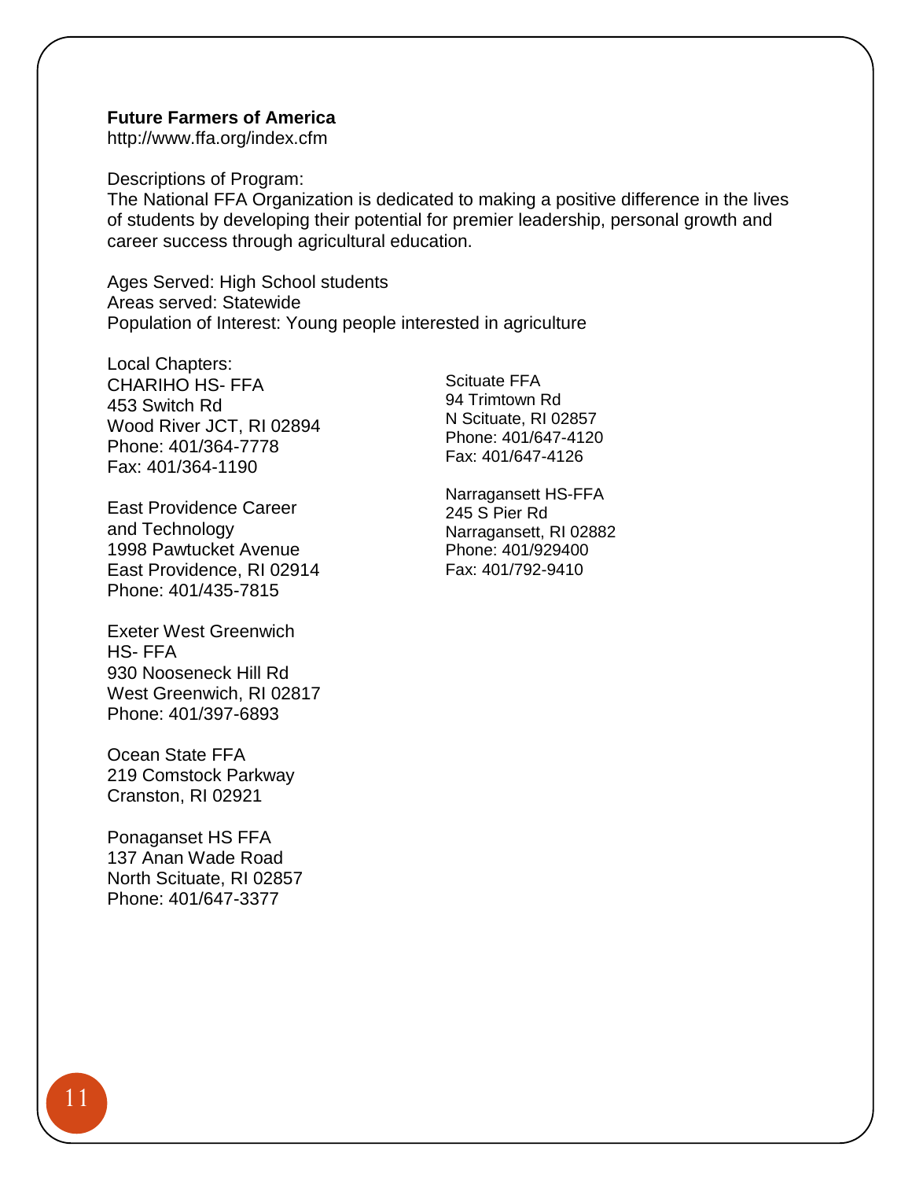**Future Farmers of America**
http://www.ffa.org/index.cfm

Descriptions of Program:
The National FFA Organization is dedicated to making a positive difference in the lives of students by developing their potential for premier leadership, personal growth and career success through agricultural education.

Ages Served: High School students
Areas served: Statewide
Population of Interest: Young people interested in agriculture

Local Chapters:
CHARIHO HS- FFA
453 Switch Rd
Wood River JCT, RI 02894
Phone: 401/364-7778
Fax: 401/364-1190

East Providence Career and Technology
1998 Pawtucket Avenue
East Providence, RI 02914
Phone: 401/435-7815

Exeter West Greenwich HS- FFA
930 Nooseneck Hill Rd
West Greenwich, RI 02817
Phone: 401/397-6893

Ocean State FFA
219 Comstock Parkway
Cranston, RI 02921

Ponaganset HS FFA
137 Anan Wade Road
North Scituate, RI 02857
Phone: 401/647-3377

Scituate FFA
94 Trimtown Rd
N Scituate, RI 02857
Phone: 401/647-4120
Fax: 401/647-4126

Narragansett HS-FFA
245 S Pier Rd
Narragansett, RI 02882
Phone: 401/929400
Fax: 401/792-9410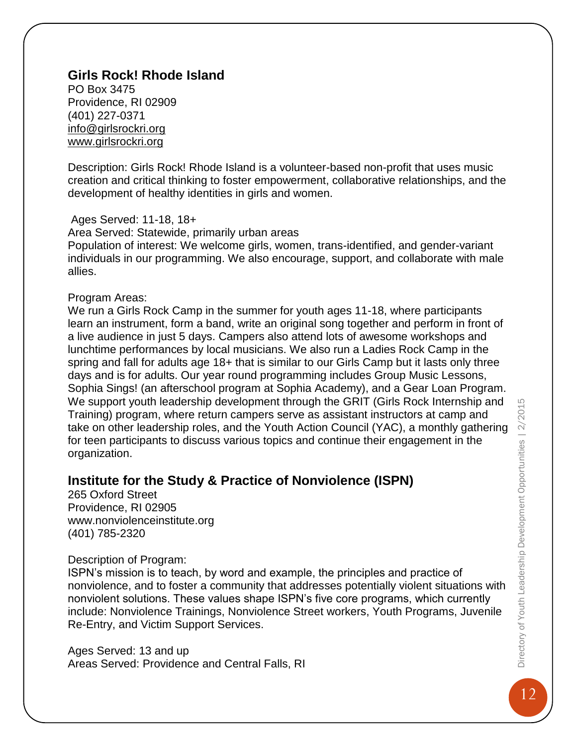## Girls Rock! Rhode Island

PO Box 3475
Providence, RI 02909
(401) 227-0371
info@girlsrockri.org
www.girlsrockri.org

Description: Girls Rock! Rhode Island is a volunteer-based non-profit that uses music creation and critical thinking to foster empowerment, collaborative relationships, and the development of healthy identities in girls and women.

Ages Served: 11-18, 18+
Area Served: Statewide, primarily urban areas
Population of interest: We welcome girls, women, trans-identified, and gender-variant individuals in our programming. We also encourage, support, and collaborate with male allies.

Program Areas:
We run a Girls Rock Camp in the summer for youth ages 11-18, where participants learn an instrument, form a band, write an original song together and perform in front of a live audience in just 5 days. Campers also attend lots of awesome workshops and lunchtime performances by local musicians. We also run a Ladies Rock Camp in the spring and fall for adults age 18+ that is similar to our Girls Camp but it lasts only three days and is for adults. Our year round programming includes Group Music Lessons, Sophia Sings! (an afterschool program at Sophia Academy), and a Gear Loan Program. We support youth leadership development through the GRIT (Girls Rock Internship and Training) program, where return campers serve as assistant instructors at camp and take on other leadership roles, and the Youth Action Council (YAC), a monthly gathering for teen participants to discuss various topics and continue their engagement in the organization.

## Institute for the Study & Practice of Nonviolence (ISPN)

265 Oxford Street
Providence, RI 02905
www.nonviolenceinstitute.org
(401) 785-2320

Description of Program:
ISPN's mission is to teach, by word and example, the principles and practice of nonviolence, and to foster a community that addresses potentially violent situations with nonviolent solutions. These values shape ISPN's five core programs, which currently include: Nonviolence Trainings, Nonviolence Street workers, Youth Programs, Juvenile Re-Entry, and Victim Support Services.

Ages Served: 13 and up
Areas Served: Providence and Central Falls, RI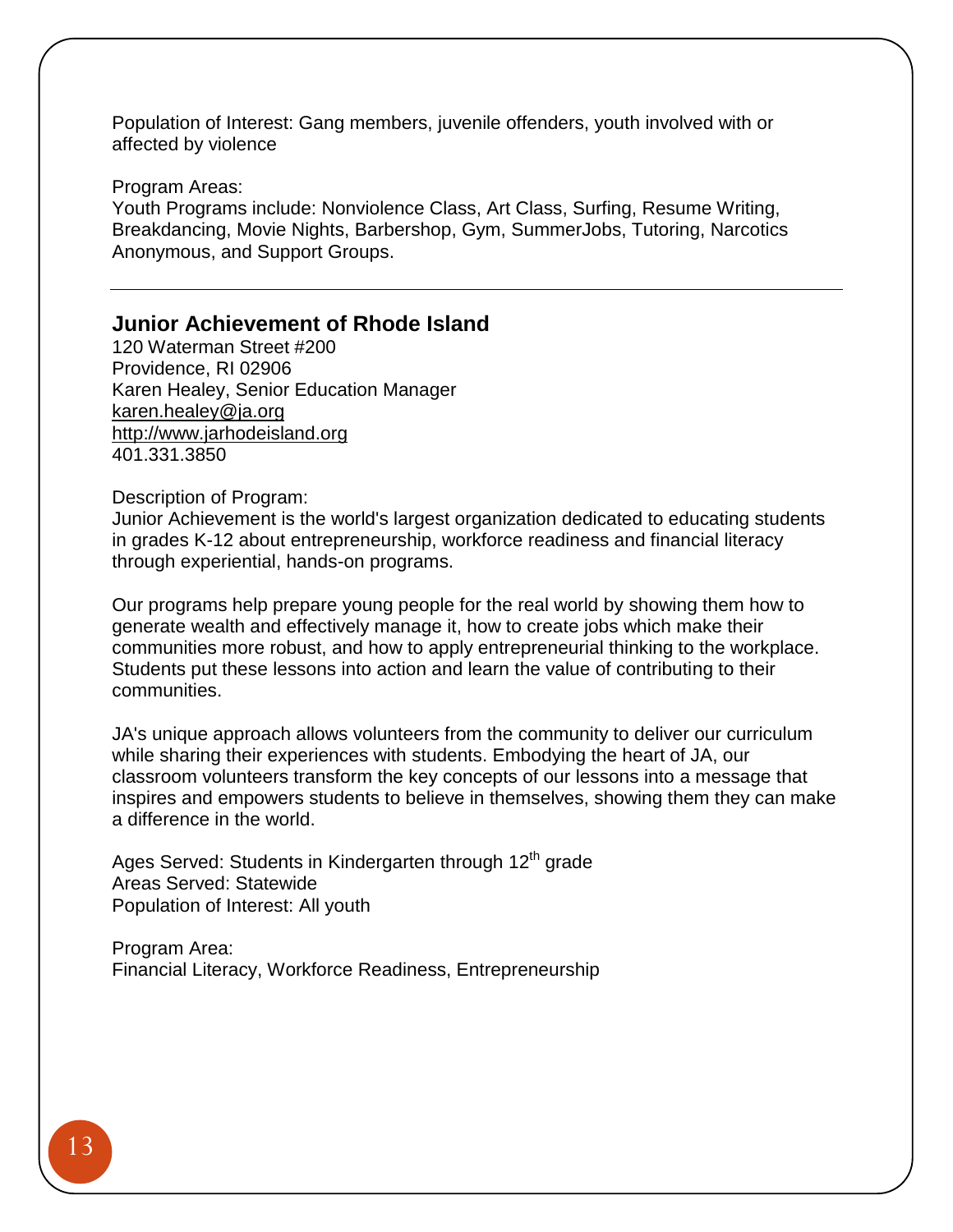Population of Interest: Gang members, juvenile offenders, youth involved with or affected by violence

Program Areas:
Youth Programs include: Nonviolence Class, Art Class, Surfing, Resume Writing, Breakdancing, Movie Nights, Barbershop, Gym, SummerJobs, Tutoring, Narcotics Anonymous, and Support Groups.

---

## Junior Achievement of Rhode Island

120 Waterman Street #200
Providence, RI 02906
Karen Healey, Senior Education Manager
karen.healey@ja.org
http://www.jarhodeisland.org
401.331.3850

Description of Program:
Junior Achievement is the world's largest organization dedicated to educating students in grades K-12 about entrepreneurship, workforce readiness and financial literacy through experiential, hands-on programs.

Our programs help prepare young people for the real world by showing them how to generate wealth and effectively manage it, how to create jobs which make their communities more robust, and how to apply entrepreneurial thinking to the workplace. Students put these lessons into action and learn the value of contributing to their communities.

JA's unique approach allows volunteers from the community to deliver our curriculum while sharing their experiences with students. Embodying the heart of JA, our classroom volunteers transform the key concepts of our lessons into a message that inspires and empowers students to believe in themselves, showing them they can make a difference in the world.

Ages Served: Students in Kindergarten through 12th grade
Areas Served: Statewide
Population of Interest: All youth

Program Area:
Financial Literacy, Workforce Readiness, Entrepreneurship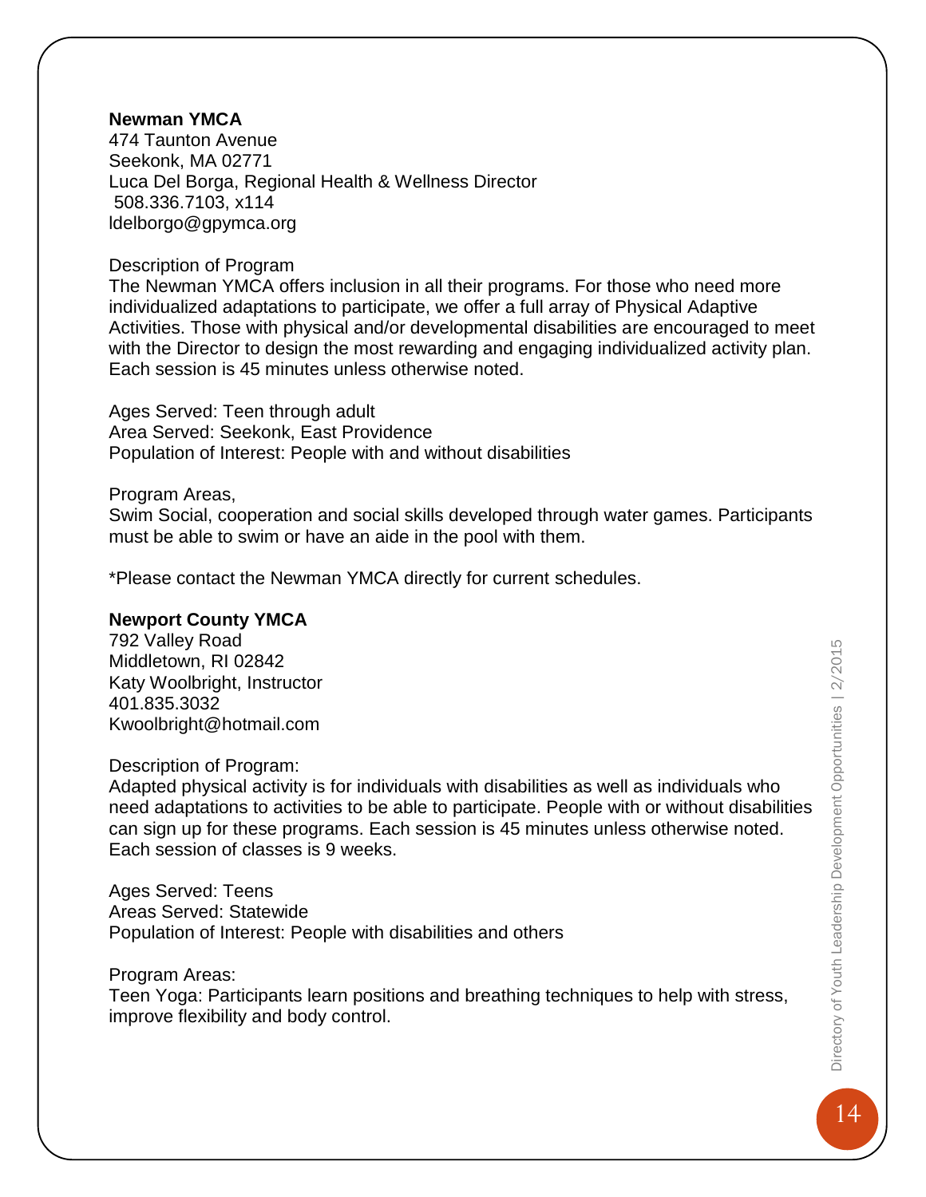**Newman YMCA**
474 Taunton Avenue
Seekonk, MA 02771
Luca Del Borga, Regional Health & Wellness Director
508.336.7103, x114
ldelborgo@gpymca.org

Description of Program
The Newman YMCA offers inclusion in all their programs. For those who need more individualized adaptations to participate, we offer a full array of Physical Adaptive Activities. Those with physical and/or developmental disabilities are encouraged to meet with the Director to design the most rewarding and engaging individualized activity plan. Each session is 45 minutes unless otherwise noted.

Ages Served: Teen through adult
Area Served: Seekonk, East Providence
Population of Interest: People with and without disabilities

Program Areas,
Swim Social, cooperation and social skills developed through water games. Participants must be able to swim or have an aide in the pool with them.

*Please contact the Newman YMCA directly for current schedules.

**Newport County YMCA**
792 Valley Road
Middletown, RI 02842
Katy Woolbright, Instructor
401.835.3032
Kwoolbright@hotmail.com

Description of Program:
Adapted physical activity is for individuals with disabilities as well as individuals who need adaptations to activities to be able to participate. People with or without disabilities can sign up for these programs. Each session is 45 minutes unless otherwise noted. Each session of classes is 9 weeks.

Ages Served: Teens
Areas Served: Statewide
Population of Interest: People with disabilities and others

Program Areas:
Teen Yoga: Participants learn positions and breathing techniques to help with stress, improve flexibility and body control.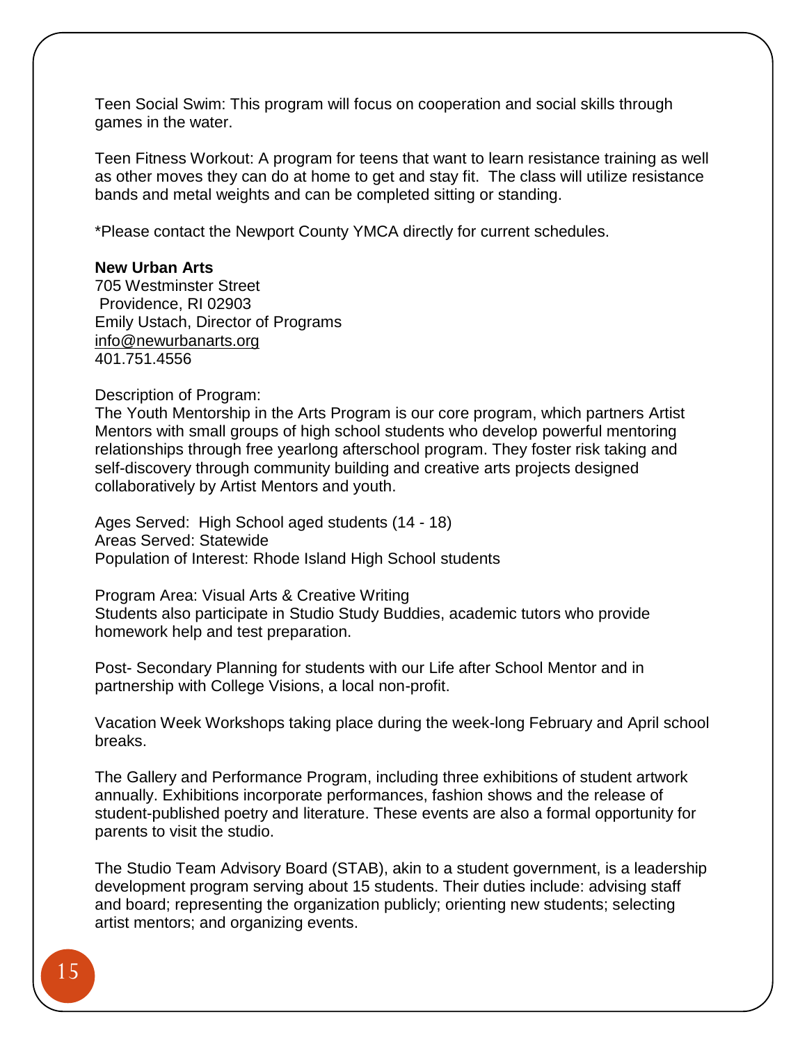Teen Social Swim: This program will focus on cooperation and social skills through games in the water.

Teen Fitness Workout: A program for teens that want to learn resistance training as well as other moves they can do at home to get and stay fit. The class will utilize resistance bands and metal weights and can be completed sitting or standing.

*Please contact the Newport County YMCA directly for current schedules.

**New Urban Arts**
705 Westminster Street
Providence, RI 02903
Emily Ustach, Director of Programs
info@newurbanarts.org
401.751.4556

Description of Program:
The Youth Mentorship in the Arts Program is our core program, which partners Artist Mentors with small groups of high school students who develop powerful mentoring relationships through free yearlong afterschool program. They foster risk taking and self-discovery through community building and creative arts projects designed collaboratively by Artist Mentors and youth.

Ages Served: High School aged students (14 - 18)
Areas Served: Statewide
Population of Interest: Rhode Island High School students

Program Area: Visual Arts & Creative Writing
Students also participate in Studio Study Buddies, academic tutors who provide homework help and test preparation.

Post- Secondary Planning for students with our Life after School Mentor and in partnership with College Visions, a local non-profit.

Vacation Week Workshops taking place during the week-long February and April school breaks.

The Gallery and Performance Program, including three exhibitions of student artwork annually. Exhibitions incorporate performances, fashion shows and the release of student-published poetry and literature. These events are also a formal opportunity for parents to visit the studio.

The Studio Team Advisory Board (STAB), akin to a student government, is a leadership development program serving about 15 students. Their duties include: advising staff and board; representing the organization publicly; orienting new students; selecting artist mentors; and organizing events.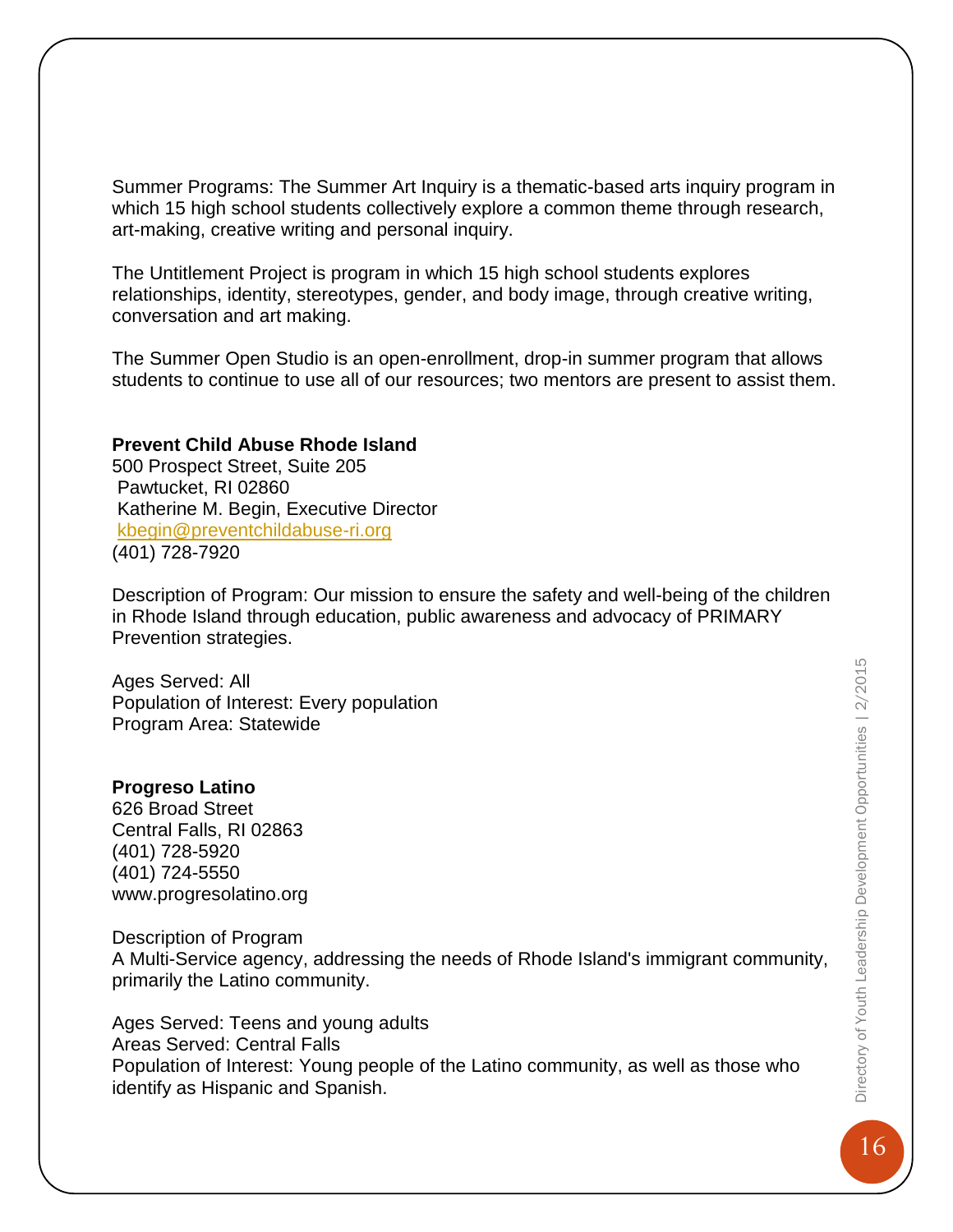Summer Programs: The Summer Art Inquiry is a thematic-based arts inquiry program in which 15 high school students collectively explore a common theme through research, art-making, creative writing and personal inquiry.

The Untitlement Project is program in which 15 high school students explores relationships, identity, stereotypes, gender, and body image, through creative writing, conversation and art making.

The Summer Open Studio is an open-enrollment, drop-in summer program that allows students to continue to use all of our resources; two mentors are present to assist them.

**Prevent Child Abuse Rhode Island**
500 Prospect Street, Suite 205
Pawtucket, RI 02860
Katherine M. Begin, Executive Director
kbegin@preventchildabuse-ri.org
(401) 728-7920

Description of Program: Our mission to ensure the safety and well-being of the children in Rhode Island through education, public awareness and advocacy of PRIMARY Prevention strategies.

Ages Served: All
Population of Interest: Every population
Program Area: Statewide

**Progreso Latino**
626 Broad Street
Central Falls, RI 02863
(401) 728-5920
(401) 724-5550
www.progresolatino.org

Description of Program
A Multi-Service agency, addressing the needs of Rhode Island's immigrant community, primarily the Latino community.

Ages Served: Teens and young adults
Areas Served: Central Falls
Population of Interest: Young people of the Latino community, as well as those who identify as Hispanic and Spanish.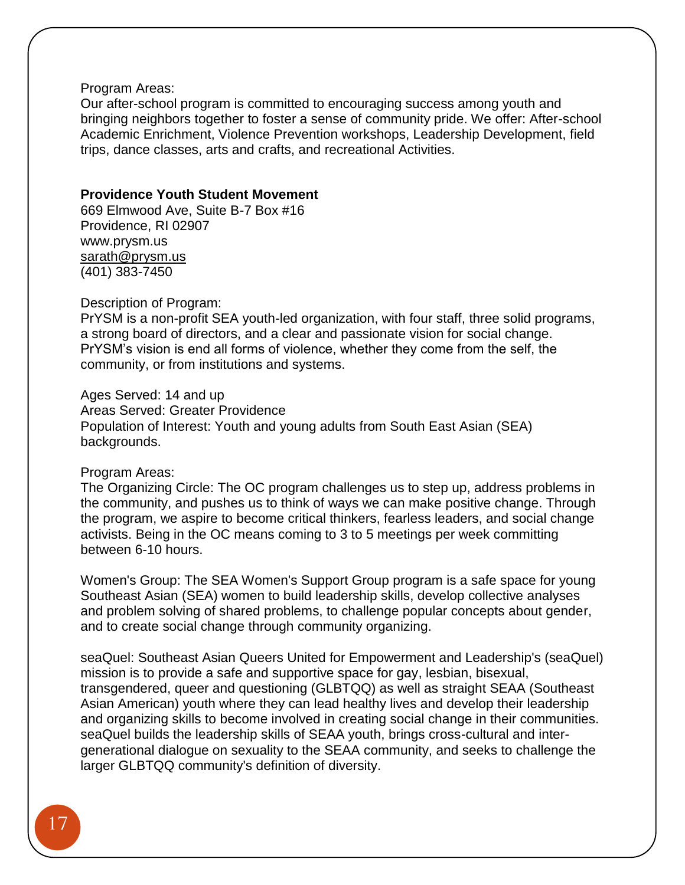Program Areas:
Our after-school program is committed to encouraging success among youth and bringing neighbors together to foster a sense of community pride. We offer: After-school Academic Enrichment, Violence Prevention workshops, Leadership Development, field trips, dance classes, arts and crafts, and recreational Activities.

**Providence Youth Student Movement**
669 Elmwood Ave, Suite B-7 Box #16
Providence, RI 02907
www.prysm.us
sarath@prysm.us
(401) 383-7450

Description of Program:
PrYSM is a non-profit SEA youth-led organization, with four staff, three solid programs, a strong board of directors, and a clear and passionate vision for social change. PrYSM's vision is end all forms of violence, whether they come from the self, the community, or from institutions and systems.

Ages Served: 14 and up
Areas Served: Greater Providence
Population of Interest: Youth and young adults from South East Asian (SEA) backgrounds.

Program Areas:
The Organizing Circle: The OC program challenges us to step up, address problems in the community, and pushes us to think of ways we can make positive change. Through the program, we aspire to become critical thinkers, fearless leaders, and social change activists. Being in the OC means coming to 3 to 5 meetings per week committing between 6-10 hours.

Women's Group: The SEA Women's Support Group program is a safe space for young Southeast Asian (SEA) women to build leadership skills, develop collective analyses and problem solving of shared problems, to challenge popular concepts about gender, and to create social change through community organizing.

seaQuel: Southeast Asian Queers United for Empowerment and Leadership's (seaQuel) mission is to provide a safe and supportive space for gay, lesbian, bisexual, transgendered, queer and questioning (GLBTQQ) as well as straight SEAA (Southeast Asian American) youth where they can lead healthy lives and develop their leadership and organizing skills to become involved in creating social change in their communities. seaQuel builds the leadership skills of SEAA youth, brings cross-cultural and inter-generational dialogue on sexuality to the SEAA community, and seeks to challenge the larger GLBTQQ community's definition of diversity.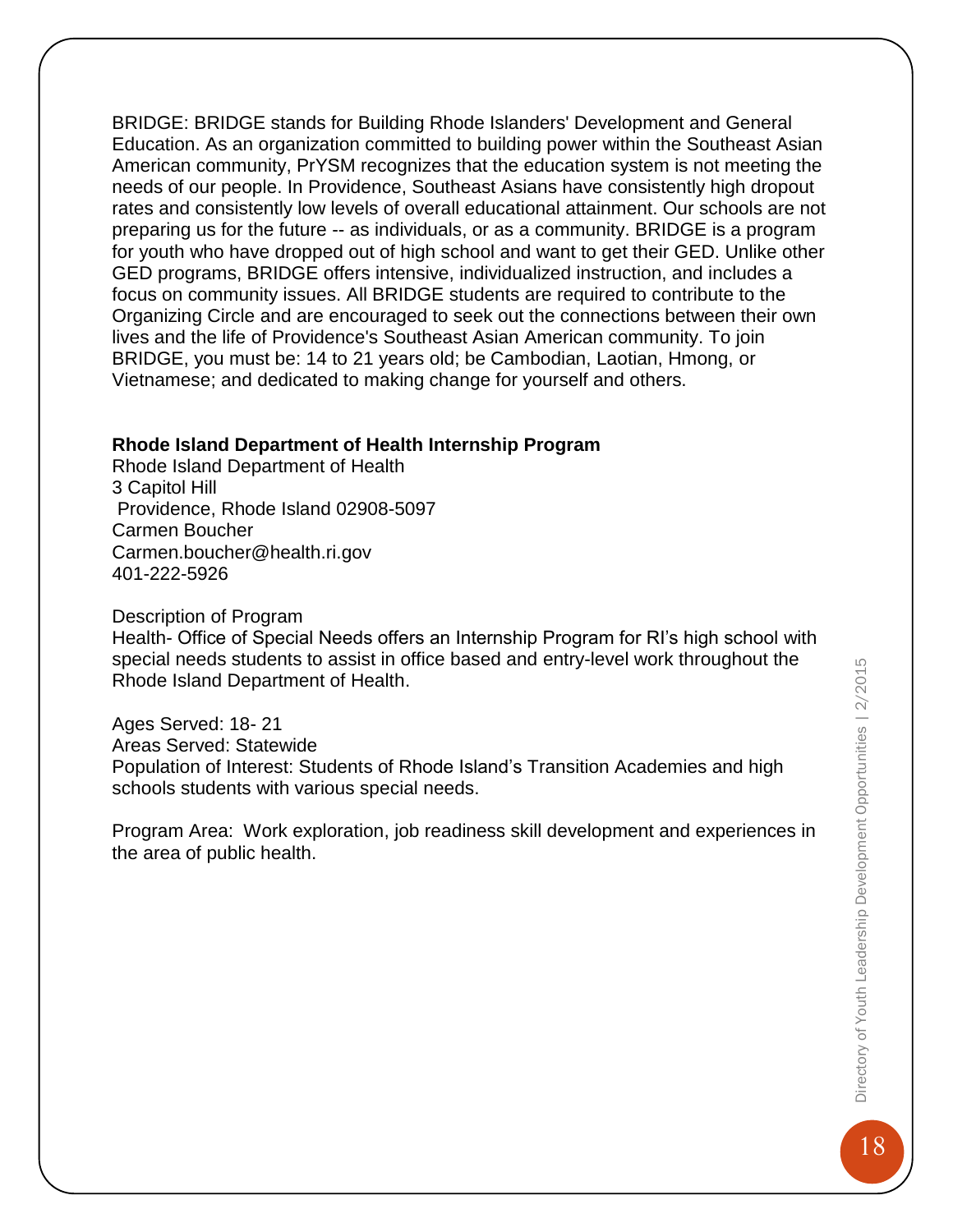BRIDGE: BRIDGE stands for Building Rhode Islanders' Development and General Education. As an organization committed to building power within the Southeast Asian American community, PrYSM recognizes that the education system is not meeting the needs of our people. In Providence, Southeast Asians have consistently high dropout rates and consistently low levels of overall educational attainment. Our schools are not preparing us for the future -- as individuals, or as a community. BRIDGE is a program for youth who have dropped out of high school and want to get their GED. Unlike other GED programs, BRIDGE offers intensive, individualized instruction, and includes a focus on community issues. All BRIDGE students are required to contribute to the Organizing Circle and are encouraged to seek out the connections between their own lives and the life of Providence's Southeast Asian American community. To join BRIDGE, you must be: 14 to 21 years old; be Cambodian, Laotian, Hmong, or Vietnamese; and dedicated to making change for yourself and others.

**Rhode Island Department of Health Internship Program**

Rhode Island Department of Health
3 Capitol Hill
Providence, Rhode Island 02908-5097
Carmen Boucher
Carmen.boucher@health.ri.gov
401-222-5926

Description of Program
Health- Office of Special Needs offers an Internship Program for RI's high school with special needs students to assist in office based and entry-level work throughout the Rhode Island Department of Health.

Ages Served: 18- 21
Areas Served: Statewide
Population of Interest: Students of Rhode Island's Transition Academies and high schools students with various special needs.

Program Area: Work exploration, job readiness skill development and experiences in the area of public health.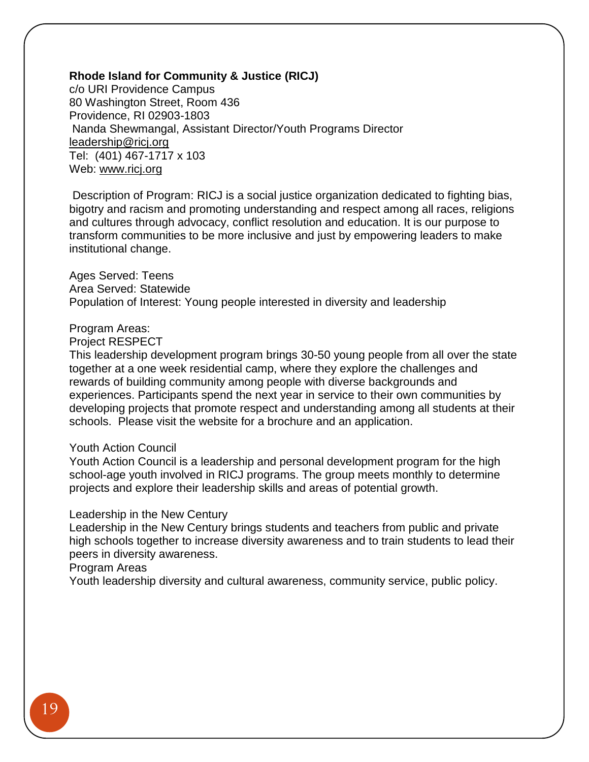**Rhode Island for Community & Justice (RICJ)**
c/o URI Providence Campus
80 Washington Street, Room 436
Providence, RI 02903-1803
Nanda Shewmangal, Assistant Director/Youth Programs Director
leadership@ricj.org
Tel: (401) 467-1717 x 103
Web: www.ricj.org

Description of Program: RICJ is a social justice organization dedicated to fighting bias, bigotry and racism and promoting understanding and respect among all races, religions and cultures through advocacy, conflict resolution and education. It is our purpose to transform communities to be more inclusive and just by empowering leaders to make institutional change.

Ages Served: Teens
Area Served: Statewide
Population of Interest: Young people interested in diversity and leadership

Program Areas:
Project RESPECT
This leadership development program brings 30-50 young people from all over the state together at a one week residential camp, where they explore the challenges and rewards of building community among people with diverse backgrounds and experiences. Participants spend the next year in service to their own communities by developing projects that promote respect and understanding among all students at their schools. Please visit the website for a brochure and an application.

Youth Action Council
Youth Action Council is a leadership and personal development program for the high school-age youth involved in RICJ programs. The group meets monthly to determine projects and explore their leadership skills and areas of potential growth.

Leadership in the New Century
Leadership in the New Century brings students and teachers from public and private high schools together to increase diversity awareness and to train students to lead their peers in diversity awareness.
Program Areas
Youth leadership diversity and cultural awareness, community service, public policy.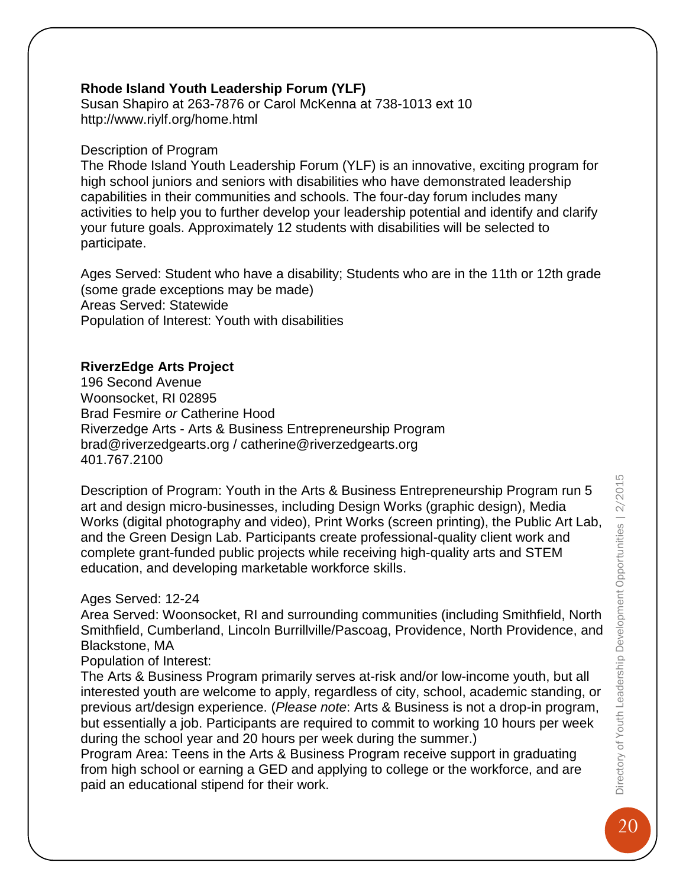**Rhode Island Youth Leadership Forum (YLF)**
Susan Shapiro at 263-7876 or Carol McKenna at 738-1013 ext 10
http://www.riylf.org/home.html

Description of Program
The Rhode Island Youth Leadership Forum (YLF) is an innovative, exciting program for high school juniors and seniors with disabilities who have demonstrated leadership capabilities in their communities and schools. The four-day forum includes many activities to help you to further develop your leadership potential and identify and clarify your future goals. Approximately 12 students with disabilities will be selected to participate.

Ages Served: Student who have a disability; Students who are in the 11th or 12th grade (some grade exceptions may be made)
Areas Served: Statewide
Population of Interest: Youth with disabilities

**RiverzEdge Arts Project**
196 Second Avenue
Woonsocket, RI 02895
Brad Fesmire *or* Catherine Hood
Riverzedge Arts - Arts & Business Entrepreneurship Program
brad@riverzedgearts.org / catherine@riverzedgearts.org
401.767.2100

Description of Program: Youth in the Arts & Business Entrepreneurship Program run 5 art and design micro-businesses, including Design Works (graphic design), Media Works (digital photography and video), Print Works (screen printing), the Public Art Lab, and the Green Design Lab. Participants create professional-quality client work and complete grant-funded public projects while receiving high-quality arts and STEM education, and developing marketable workforce skills.

Ages Served: 12-24
Area Served: Woonsocket, RI and surrounding communities (including Smithfield, North Smithfield, Cumberland, Lincoln Burrillville/Pascoag, Providence, North Providence, and Blackstone, MA
Population of Interest:
The Arts & Business Program primarily serves at-risk and/or low-income youth, but all interested youth are welcome to apply, regardless of city, school, academic standing, or previous art/design experience. (*Please note*: Arts & Business is not a drop-in program, but essentially a job. Participants are required to commit to working 10 hours per week during the school year and 20 hours per week during the summer.)
Program Area: Teens in the Arts & Business Program receive support in graduating from high school or earning a GED and applying to college or the workforce, and are paid an educational stipend for their work.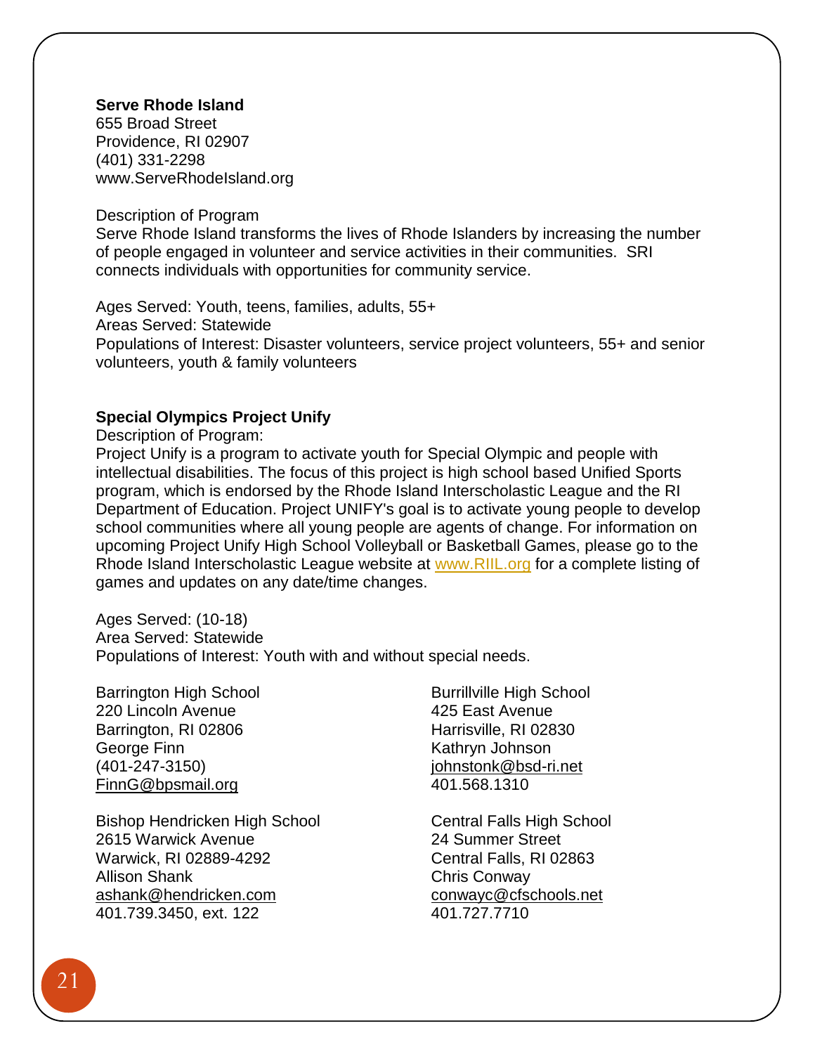**Serve Rhode Island**
655 Broad Street
Providence, RI 02907
(401) 331-2298
www.ServeRhodeIsland.org

Description of Program
Serve Rhode Island transforms the lives of Rhode Islanders by increasing the number of people engaged in volunteer and service activities in their communities. SRI connects individuals with opportunities for community service.

Ages Served: Youth, teens, families, adults, 55+
Areas Served: Statewide
Populations of Interest: Disaster volunteers, service project volunteers, 55+ and senior volunteers, youth & family volunteers

**Special Olympics Project Unify**
Description of Program:
Project Unify is a program to activate youth for Special Olympic and people with intellectual disabilities. The focus of this project is high school based Unified Sports program, which is endorsed by the Rhode Island Interscholastic League and the RI Department of Education. Project UNIFY's goal is to activate young people to develop school communities where all young people are agents of change. For information on upcoming Project Unify High School Volleyball or Basketball Games, please go to the Rhode Island Interscholastic League website at www.RIIL.org for a complete listing of games and updates on any date/time changes.

Ages Served: (10-18)
Area Served: Statewide
Populations of Interest: Youth with and without special needs.

Barrington High School
220 Lincoln Avenue
Barrington, RI 02806
George Finn
(401-247-3150)
FinnG@bpsmail.org

Bishop Hendricken High School
2615 Warwick Avenue
Warwick, RI 02889-4292
Allison Shank
ashank@hendricken.com
401.739.3450, ext. 122

Burrillville High School
425 East Avenue
Harrisville, RI 02830
Kathryn Johnson
johnstonk@bsd-ri.net
401.568.1310

Central Falls High School
24 Summer Street
Central Falls, RI 02863
Chris Conway
conwayc@cfschools.net
401.727.7710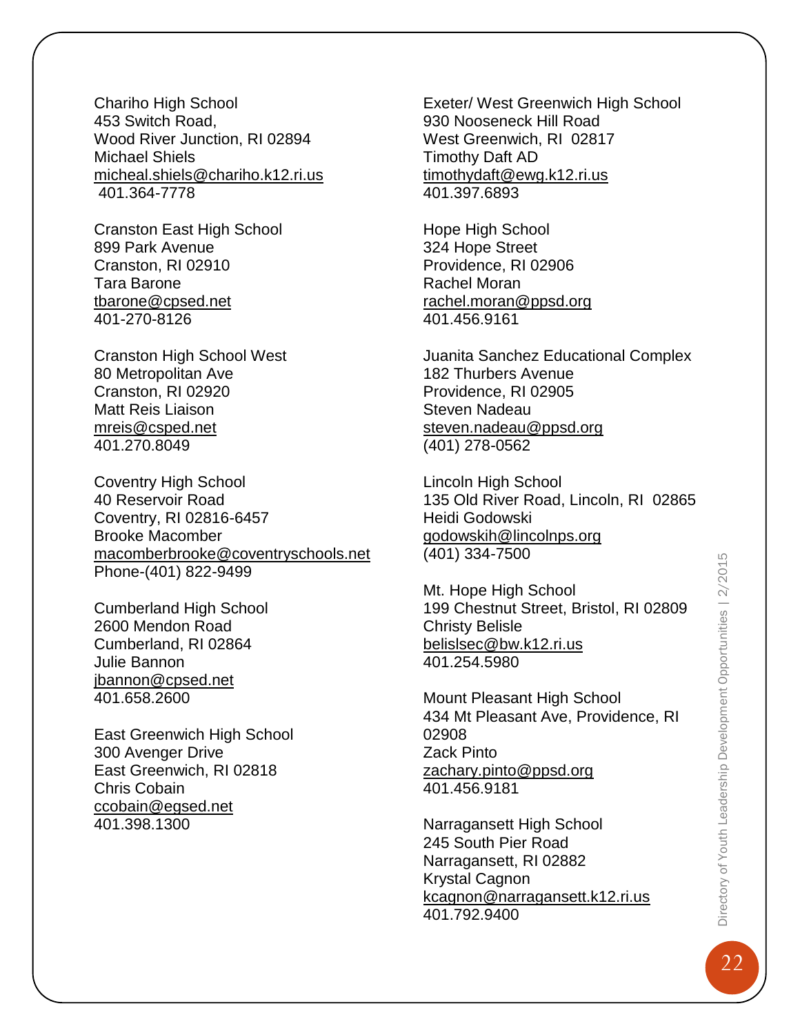Chariho High School
453 Switch Road,
Wood River Junction, RI 02894
Michael Shiels
micheal.shiels@chariho.k12.ri.us
401.364-7778

Cranston East High School
899 Park Avenue
Cranston, RI 02910
Tara Barone
tbarone@cpsed.net
401-270-8126

Cranston High School West
80 Metropolitan Ave
Cranston, RI 02920
Matt Reis Liaison
mreis@csped.net
401.270.8049

Coventry High School
40 Reservoir Road
Coventry, RI 02816-6457
Brooke Macomber
macomberbrooke@coventryschools.net
Phone-(401) 822-9499

Cumberland High School
2600 Mendon Road
Cumberland, RI 02864
Julie Bannon
jbannon@cpsed.net
401.658.2600

East Greenwich High School
300 Avenger Drive
East Greenwich, RI 02818
Chris Cobain
ccobain@egsed.net
401.398.1300

Exeter/ West Greenwich High School
930 Nooseneck Hill Road
West Greenwich, RI 02817
Timothy Daft AD
timothydaft@ewg.k12.ri.us
401.397.6893

Hope High School
324 Hope Street
Providence, RI 02906
Rachel Moran
rachel.moran@ppsd.org
401.456.9161

Juanita Sanchez Educational Complex
182 Thurbers Avenue
Providence, RI 02905
Steven Nadeau
steven.nadeau@ppsd.org
(401) 278-0562

Lincoln High School
135 Old River Road, Lincoln, RI 02865
Heidi Godowski
godowskih@lincolnps.org
(401) 334-7500

Mt. Hope High School
199 Chestnut Street, Bristol, RI 02809
Christy Belisle
belislsec@bw.k12.ri.us
401.254.5980

Mount Pleasant High School
434 Mt Pleasant Ave, Providence, RI
02908
Zack Pinto
zachary.pinto@ppsd.org
401.456.9181

Narragansett High School
245 South Pier Road
Narragansett, RI 02882
Krystal Cagnon
kcagnon@narragansett.k12.ri.us
401.792.9400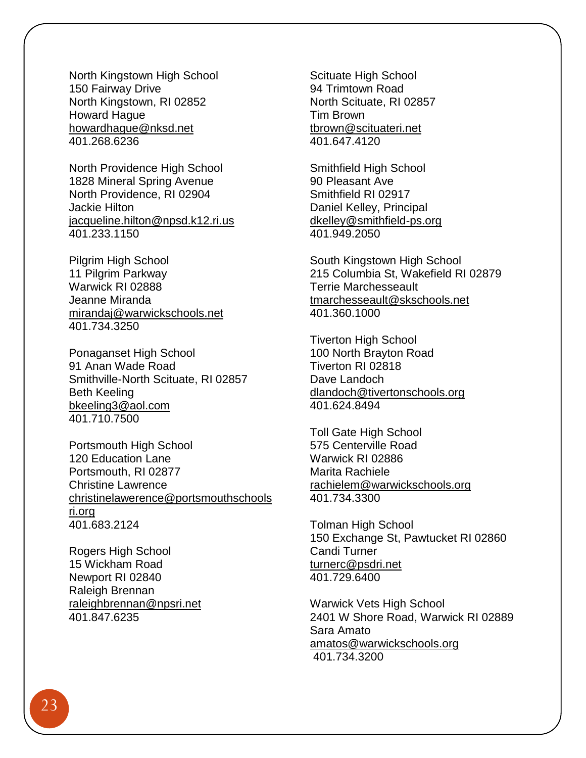North Kingstown High School
150 Fairway Drive
North Kingstown, RI 02852
Howard Hague
howardhague@nksd.net
401.268.6236

North Providence High School
1828 Mineral Spring Avenue
North Providence, RI 02904
Jackie Hilton
jacqueline.hilton@npsd.k12.ri.us
401.233.1150

Pilgrim High School
11 Pilgrim Parkway
Warwick RI 02888
Jeanne Miranda
mirandaj@warwickschools.net
401.734.3250

Ponaganset High School
91 Anan Wade Road
Smithville-North Scituate, RI 02857
Beth Keeling
bkeeling3@aol.com
401.710.7500

Portsmouth High School
120 Education Lane
Portsmouth, RI 02877
Christine Lawrence
christinelawerence@portsmouthschoolsri.org
401.683.2124

Rogers High School
15 Wickham Road
Newport RI 02840
Raleigh Brennan
raleighbrennan@npsri.net
401.847.6235

Scituate High School
94 Trimtown Road
North Scituate, RI 02857
Tim Brown
tbrown@scituateri.net
401.647.4120

Smithfield High School
90 Pleasant Ave
Smithfield RI 02917
Daniel Kelley, Principal
dkelley@smithfield-ps.org
401.949.2050

South Kingstown High School
215 Columbia St, Wakefield RI 02879
Terrie Marchesseault
tmarchesseault@skschools.net
401.360.1000

Tiverton High School
100 North Brayton Road
Tiverton RI 02818
Dave Landoch
dlandoch@tivertonschools.org
401.624.8494

Toll Gate High School
575 Centerville Road
Warwick RI 02886
Marita Rachiele
rachielem@warwickschools.org
401.734.3300

Tolman High School
150 Exchange St, Pawtucket RI 02860
Candi Turner
turnerc@psdri.net
401.729.6400

Warwick Vets High School
2401 W Shore Road, Warwick RI 02889
Sara Amato
amatos@warwickschools.org
401.734.3200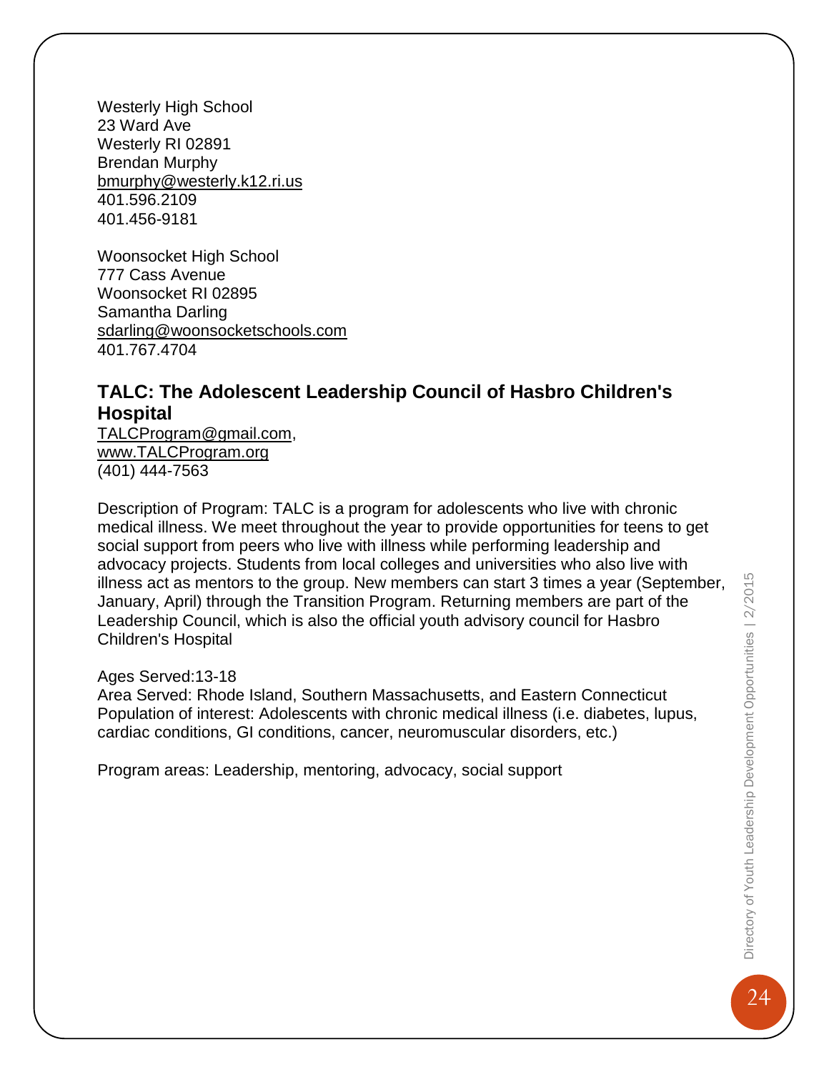Westerly High School
23 Ward Ave
Westerly RI 02891
Brendan Murphy
bmurphy@westerly.k12.ri.us
401.596.2109
401.456-9181

Woonsocket High School
777 Cass Avenue
Woonsocket RI 02895
Samantha Darling
sdarling@woonsocketschools.com
401.767.4704

### TALC: The Adolescent Leadership Council of Hasbro Children's Hospital

TALCProgram@gmail.com,
www.TALCProgram.org
(401) 444-7563

Description of Program: TALC is a program for adolescents who live with chronic medical illness. We meet throughout the year to provide opportunities for teens to get social support from peers who live with illness while performing leadership and advocacy projects. Students from local colleges and universities who also live with illness act as mentors to the group. New members can start 3 times a year (September, January, April) through the Transition Program. Returning members are part of the Leadership Council, which is also the official youth advisory council for Hasbro Children's Hospital

Ages Served:13-18
Area Served: Rhode Island, Southern Massachusetts, and Eastern Connecticut
Population of interest: Adolescents with chronic medical illness (i.e. diabetes, lupus, cardiac conditions, GI conditions, cancer, neuromuscular disorders, etc.)

Program areas: Leadership, mentoring, advocacy, social support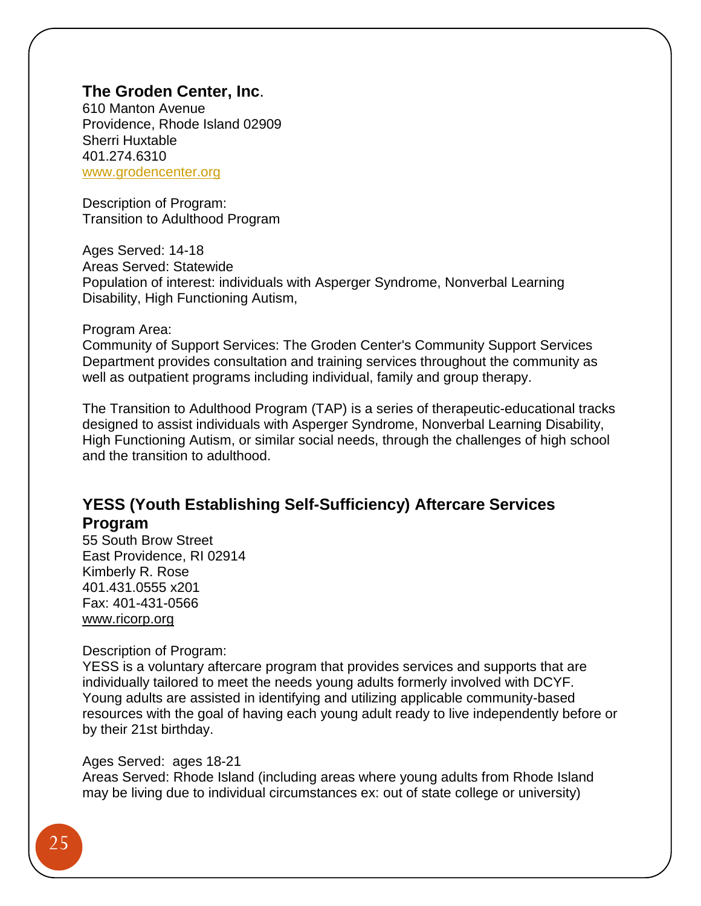## The Groden Center, Inc.

610 Manton Avenue
Providence, Rhode Island 02909
Sherri Huxtable
401.274.6310
www.grodencenter.org

Description of Program:
Transition to Adulthood Program

Ages Served: 14-18
Areas Served: Statewide
Population of interest: individuals with Asperger Syndrome, Nonverbal Learning Disability, High Functioning Autism,

Program Area:
Community of Support Services: The Groden Center's Community Support Services Department provides consultation and training services throughout the community as well as outpatient programs including individual, family and group therapy.

The Transition to Adulthood Program (TAP) is a series of therapeutic-educational tracks designed to assist individuals with Asperger Syndrome, Nonverbal Learning Disability, High Functioning Autism, or similar social needs, through the challenges of high school and the transition to adulthood.

## YESS (Youth Establishing Self-Sufficiency) Aftercare Services Program

55 South Brow Street
East Providence, RI 02914
Kimberly R. Rose
401.431.0555 x201
Fax: 401-431-0566
www.ricorp.org

Description of Program:
YESS is a voluntary aftercare program that provides services and supports that are individually tailored to meet the needs young adults formerly involved with DCYF. Young adults are assisted in identifying and utilizing applicable community-based resources with the goal of having each young adult ready to live independently before or by their 21st birthday.

Ages Served: ages 18-21
Areas Served: Rhode Island (including areas where young adults from Rhode Island may be living due to individual circumstances ex: out of state college or university)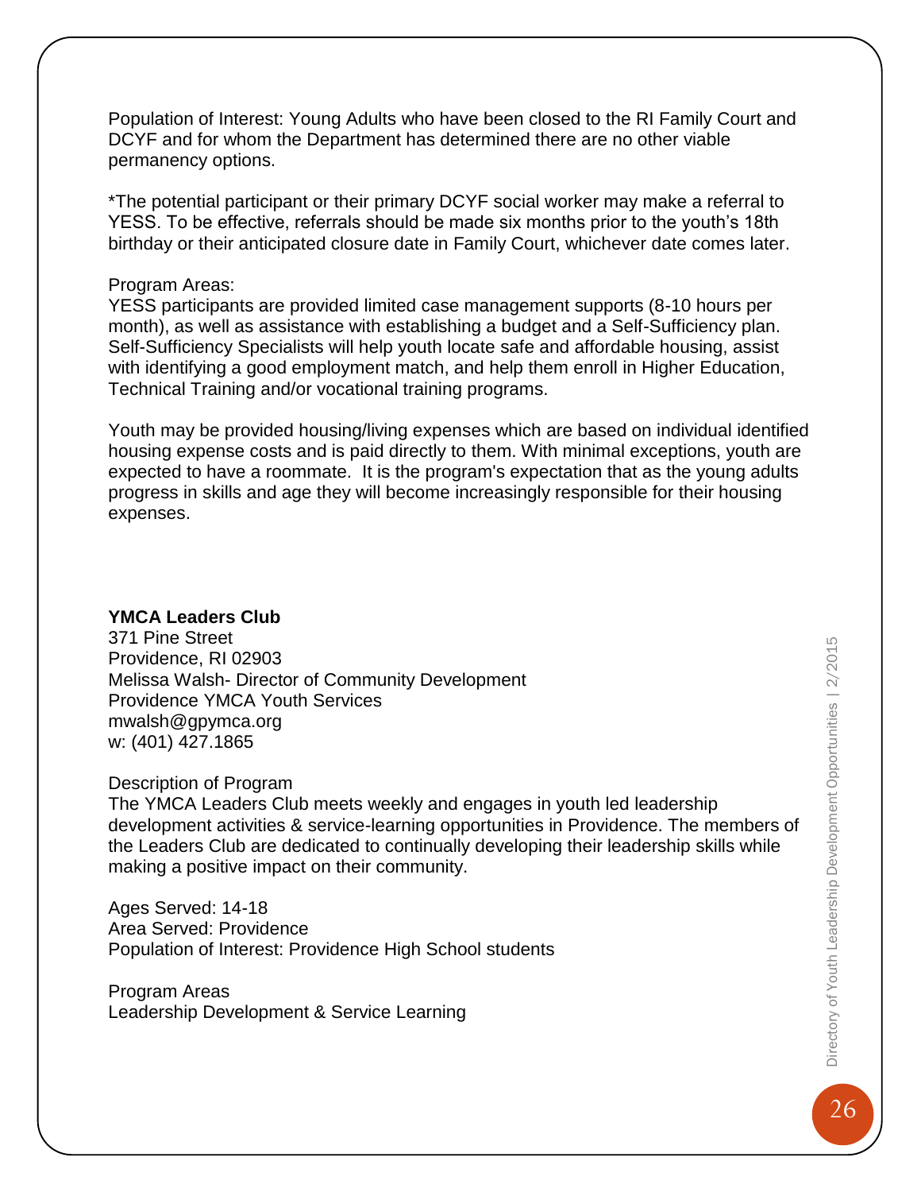Population of Interest: Young Adults who have been closed to the RI Family Court and DCYF and for whom the Department has determined there are no other viable permanency options.

*The potential participant or their primary DCYF social worker may make a referral to YESS. To be effective, referrals should be made six months prior to the youth's 18th birthday or their anticipated closure date in Family Court, whichever date comes later.

Program Areas:
YESS participants are provided limited case management supports (8-10 hours per month), as well as assistance with establishing a budget and a Self-Sufficiency plan. Self-Sufficiency Specialists will help youth locate safe and affordable housing, assist with identifying a good employment match, and help them enroll in Higher Education, Technical Training and/or vocational training programs.

Youth may be provided housing/living expenses which are based on individual identified housing expense costs and is paid directly to them. With minimal exceptions, youth are expected to have a roommate. It is the program's expectation that as the young adults progress in skills and age they will become increasingly responsible for their housing expenses.

**YMCA Leaders Club**
371 Pine Street
Providence, RI 02903
Melissa Walsh- Director of Community Development
Providence YMCA Youth Services
mwalsh@gpymca.org
w: (401) 427.1865

Description of Program
The YMCA Leaders Club meets weekly and engages in youth led leadership development activities & service-learning opportunities in Providence. The members of the Leaders Club are dedicated to continually developing their leadership skills while making a positive impact on their community.

Ages Served: 14-18
Area Served: Providence
Population of Interest: Providence High School students

Program Areas
Leadership Development & Service Learning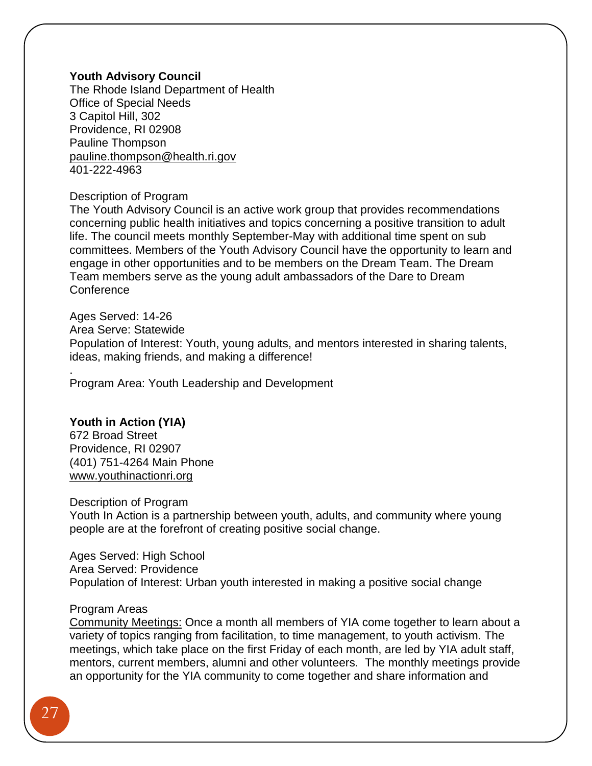**Youth Advisory Council**
The Rhode Island Department of Health
Office of Special Needs
3 Capitol Hill, 302
Providence, RI 02908
Pauline Thompson
pauline.thompson@health.ri.gov
401-222-4963

Description of Program
The Youth Advisory Council is an active work group that provides recommendations concerning public health initiatives and topics concerning a positive transition to adult life. The council meets monthly September-May with additional time spent on sub committees. Members of the Youth Advisory Council have the opportunity to learn and engage in other opportunities and to be members on the Dream Team. The Dream Team members serve as the young adult ambassadors of the Dare to Dream Conference

Ages Served: 14-26
Area Serve: Statewide
Population of Interest: Youth, young adults, and mentors interested in sharing talents, ideas, making friends, and making a difference!

.
Program Area: Youth Leadership and Development

**Youth in Action (YIA)**
672 Broad Street
Providence, RI 02907
(401) 751-4264 Main Phone
www.youthinactionri.org

Description of Program
Youth In Action is a partnership between youth, adults, and community where young people are at the forefront of creating positive social change.

Ages Served: High School
Area Served: Providence
Population of Interest: Urban youth interested in making a positive social change

Program Areas
Community Meetings: Once a month all members of YIA come together to learn about a variety of topics ranging from facilitation, to time management, to youth activism. The meetings, which take place on the first Friday of each month, are led by YIA adult staff, mentors, current members, alumni and other volunteers. The monthly meetings provide an opportunity for the YIA community to come together and share information and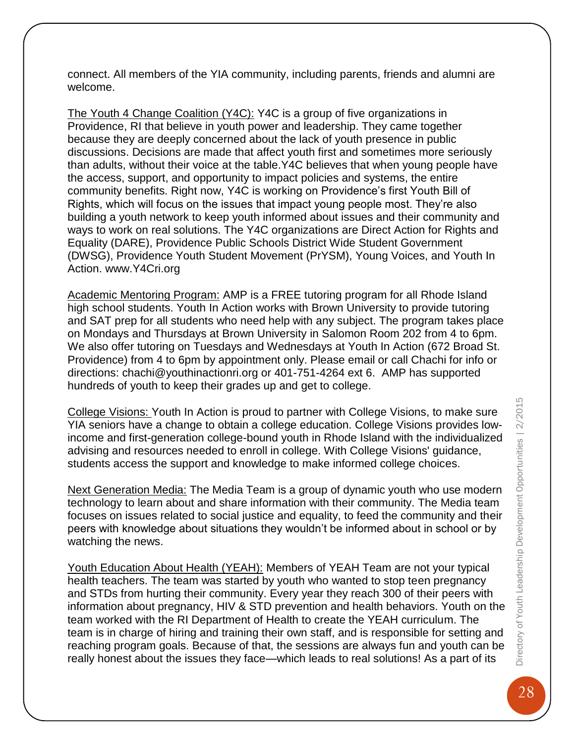connect. All members of the YIA community, including parents, friends and alumni are welcome.

The Youth 4 Change Coalition (Y4C): Y4C is a group of five organizations in Providence, RI that believe in youth power and leadership. They came together because they are deeply concerned about the lack of youth presence in public discussions. Decisions are made that affect youth first and sometimes more seriously than adults, without their voice at the table.Y4C believes that when young people have the access, support, and opportunity to impact policies and systems, the entire community benefits. Right now, Y4C is working on Providence's first Youth Bill of Rights, which will focus on the issues that impact young people most. They're also building a youth network to keep youth informed about issues and their community and ways to work on real solutions. The Y4C organizations are Direct Action for Rights and Equality (DARE), Providence Public Schools District Wide Student Government (DWSG), Providence Youth Student Movement (PrYSM), Young Voices, and Youth In Action. www.Y4Cri.org

Academic Mentoring Program: AMP is a FREE tutoring program for all Rhode Island high school students. Youth In Action works with Brown University to provide tutoring and SAT prep for all students who need help with any subject. The program takes place on Mondays and Thursdays at Brown University in Salomon Room 202 from 4 to 6pm. We also offer tutoring on Tuesdays and Wednesdays at Youth In Action (672 Broad St. Providence) from 4 to 6pm by appointment only. Please email or call Chachi for info or directions: chachi@youthinactionri.org or 401-751-4264 ext 6. AMP has supported hundreds of youth to keep their grades up and get to college.

College Visions: Youth In Action is proud to partner with College Visions, to make sure YIA seniors have a change to obtain a college education. College Visions provides low-income and first-generation college-bound youth in Rhode Island with the individualized advising and resources needed to enroll in college. With College Visions' guidance, students access the support and knowledge to make informed college choices.

Next Generation Media: The Media Team is a group of dynamic youth who use modern technology to learn about and share information with their community. The Media team focuses on issues related to social justice and equality, to feed the community and their peers with knowledge about situations they wouldn't be informed about in school or by watching the news.

Youth Education About Health (YEAH): Members of YEAH Team are not your typical health teachers. The team was started by youth who wanted to stop teen pregnancy and STDs from hurting their community. Every year they reach 300 of their peers with information about pregnancy, HIV & STD prevention and health behaviors. Youth on the team worked with the RI Department of Health to create the YEAH curriculum. The team is in charge of hiring and training their own staff, and is responsible for setting and reaching program goals. Because of that, the sessions are always fun and youth can be really honest about the issues they face—which leads to real solutions! As a part of its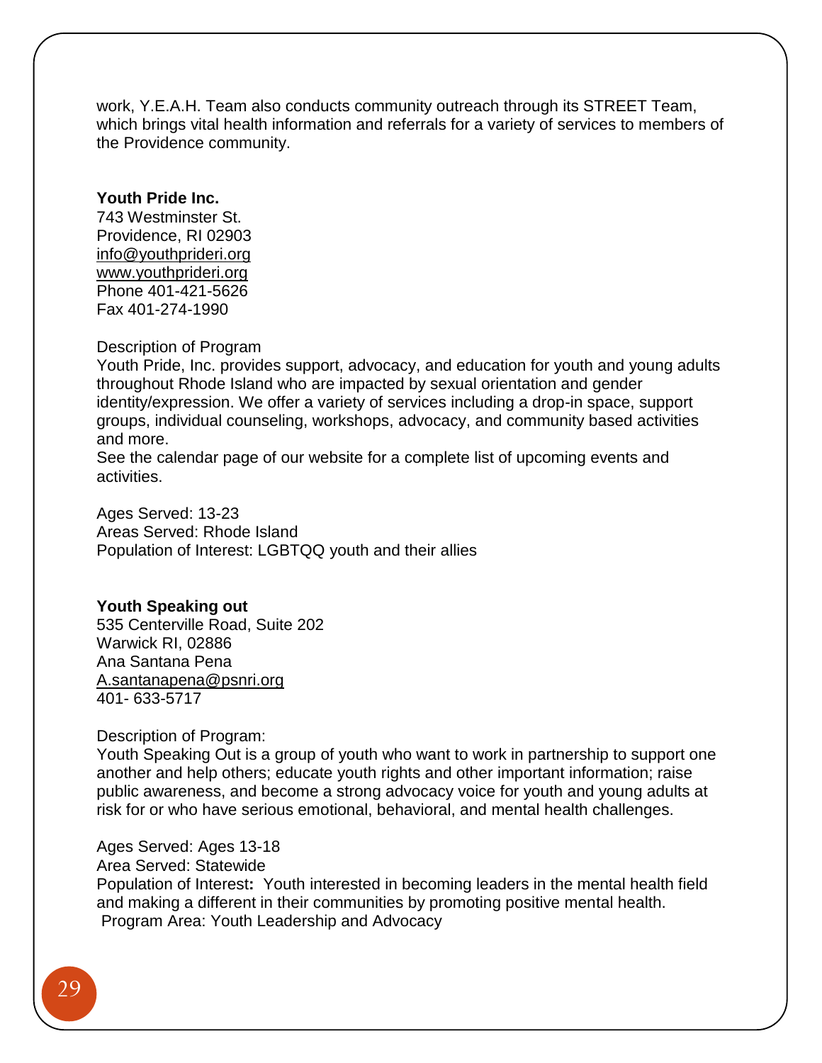work, Y.E.A.H. Team also conducts community outreach through its STREET Team, which brings vital health information and referrals for a variety of services to members of the Providence community.

**Youth Pride Inc.**
743 Westminster St.
Providence, RI 02903
info@youthprideri.org
www.youthprideri.org
Phone 401-421-5626
Fax 401-274-1990

Description of Program
Youth Pride, Inc. provides support, advocacy, and education for youth and young adults throughout Rhode Island who are impacted by sexual orientation and gender identity/expression. We offer a variety of services including a drop-in space, support groups, individual counseling, workshops, advocacy, and community based activities and more.
See the calendar page of our website for a complete list of upcoming events and activities.

Ages Served: 13-23
Areas Served: Rhode Island
Population of Interest: LGBTQQ youth and their allies

**Youth Speaking out**
535 Centerville Road, Suite 202
Warwick RI, 02886
Ana Santana Pena
A.santanapena@psnri.org
401- 633-5717

Description of Program:
Youth Speaking Out is a group of youth who want to work in partnership to support one another and help others; educate youth rights and other important information; raise public awareness, and become a strong advocacy voice for youth and young adults at risk for or who have serious emotional, behavioral, and mental health challenges.

Ages Served: Ages 13-18
Area Served: Statewide
Population of Interest**:** Youth interested in becoming leaders in the mental health field and making a different in their communities by promoting positive mental health.
Program Area: Youth Leadership and Advocacy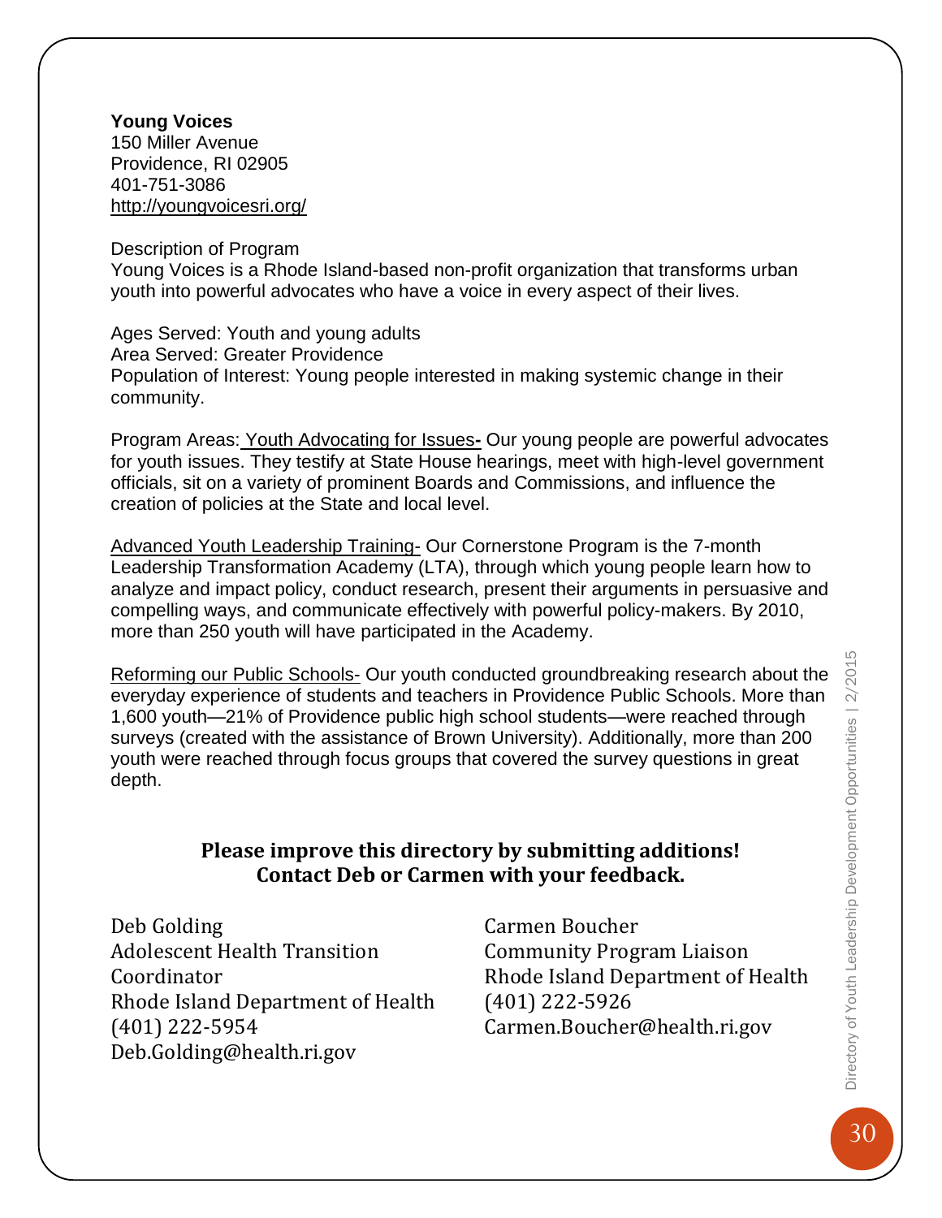**Young Voices**
150 Miller Avenue
Providence, RI 02905
401-751-3086
http://youngvoicesri.org/

Description of Program
Young Voices is a Rhode Island-based non-profit organization that transforms urban youth into powerful advocates who have a voice in every aspect of their lives.

Ages Served: Youth and young adults
Area Served: Greater Providence
Population of Interest: Young people interested in making systemic change in their community.

Program Areas: Youth Advocating for Issues**-** Our young people are powerful advocates for youth issues. They testify at State House hearings, meet with high-level government officials, sit on a variety of prominent Boards and Commissions, and influence the creation of policies at the State and local level.

Advanced Youth Leadership Training- Our Cornerstone Program is the 7-month Leadership Transformation Academy (LTA), through which young people learn how to analyze and impact policy, conduct research, present their arguments in persuasive and compelling ways, and communicate effectively with powerful policy-makers. By 2010, more than 250 youth will have participated in the Academy.

Reforming our Public Schools- Our youth conducted groundbreaking research about the everyday experience of students and teachers in Providence Public Schools. More than 1,600 youth—21% of Providence public high school students—were reached through surveys (created with the assistance of Brown University). Additionally, more than 200 youth were reached through focus groups that covered the survey questions in great depth.

**Please improve this directory by submitting additions!**
**Contact Deb or Carmen with your feedback.**

Deb Golding
Adolescent Health Transition Coordinator
Rhode Island Department of Health
(401) 222-5954
Deb.Golding@health.ri.gov

Carmen Boucher
Community Program Liaison
Rhode Island Department of Health
(401) 222-5926
Carmen.Boucher@health.ri.gov